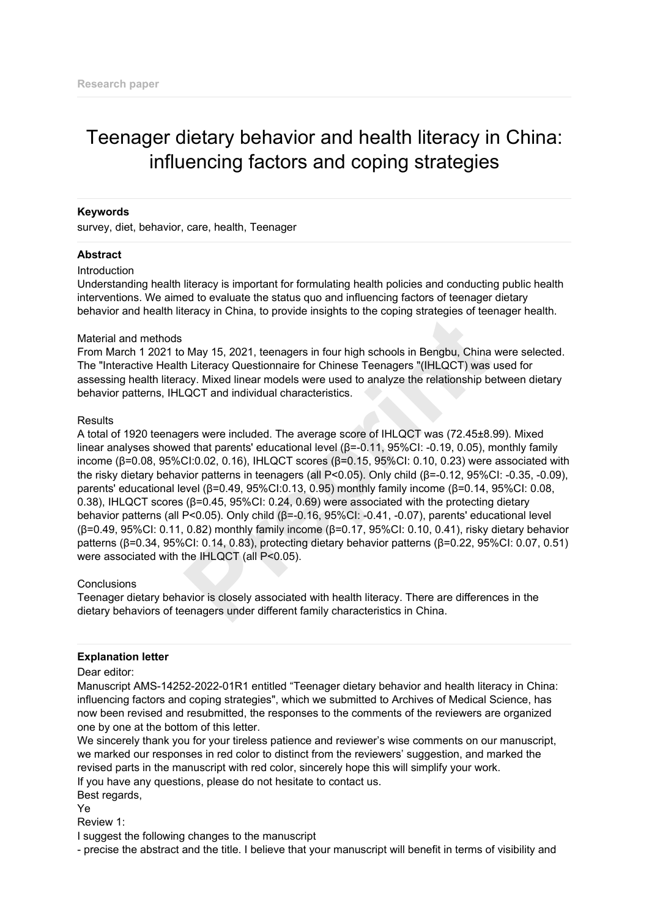Research paper

# Teenager dietary behavior and health literacy in China: influencing factors and coping strategies

**Keywords**

survey, diet, behavior, care, health, Teenager

**Abstract**

Introduction

Understanding health literacy is important for formulating health policies and conducting public health interventions. We aimed to evaluate the status quo and influencing factors of teenager dietary behavior and health literacy in China, to provide insights to the coping strategies of teenager health.

Material and methods

From March 1 2021 to May 15, 2021, teenagers in four high schools in Bengbu, China were selected. The "Interactive Health Literacy Questionnaire for Chinese Teenagers "(IHLQCT) was used for assessing health literacy. Mixed linear models were used to analyze the relationship between dietary behavior patterns, IHLQCT and individual characteristics.

Results

A total of 1920 teenagers were included. The average score of IHLQCT was (72.45±8.99). Mixed linear analyses showed that parents' educational level (β=-0.11, 95%CI: -0.19, 0.05), monthly family income (β=0.08, 95%CI:0.02, 0.16), IHLQCT scores (β=0.15, 95%CI: 0.10, 0.23) were associated with the risky dietary behavior patterns in teenagers (all $P<0.05$). Only child (β=-0.12, 95%CI: -0.35, -0.09), parents' educational level (β=0.49, 95%CI:0.13, 0.95) monthly family income (β=0.14, 95%CI: 0.08, 0.38), IHLQCT scores (β=0.45, 95%CI: 0.24, 0.69) were associated with the protecting dietary behavior patterns (all $P<0.05$). Only child (β=-0.16, 95%CI: -0.41, -0.07), parents' educational level (β=0.49, 95%CI: 0.11, 0.82) monthly family income (β=0.17, 95%CI: 0.10, 0.41), risky dietary behavior patterns (β=0.34, 95%CI: 0.14, 0.83), protecting dietary behavior patterns (β=0.22, 95%CI: 0.07, 0.51) were associated with the IHLQCT (all $P<0.05$).

Conclusions

Teenager dietary behavior is closely associated with health literacy. There are differences in the dietary behaviors of teenagers under different family characteristics in China.

**Explanation letter**

Dear editor:

Manuscript AMS-14252-2022-01R1 entitled "Teenager dietary behavior and health literacy in China: influencing factors and coping strategies", which we submitted to Archives of Medical Science, has now been revised and resubmitted, the responses to the comments of the reviewers are organized one by one at the bottom of this letter.

We sincerely thank you for your tireless patience and reviewer's wise comments on our manuscript, we marked our responses in red color to distinct from the reviewers' suggestion, and marked the revised parts in the manuscript with red color, sincerely hope this will simplify your work.

If you have any questions, please do not hesitate to contact us.

Best regards,

Ye

Review 1:

I suggest the following changes to the manuscript

- precise the abstract and the title. I believe that your manuscript will benefit in terms of visibility and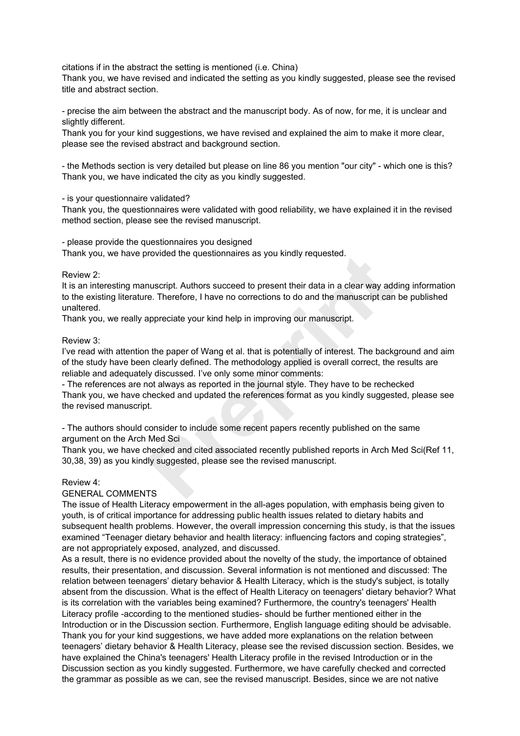citations if in the abstract the setting is mentioned (i.e. China)

Thank you, we have revised and indicated the setting as you kindly suggested, please see the revised title and abstract section.

- precise the aim between the abstract and the manuscript body. As of now, for me, it is unclear and slightly different.

Thank you for your kind suggestions, we have revised and explained the aim to make it more clear, please see the revised abstract and background section.

- the Methods section is very detailed but please on line 86 you mention "our city" - which one is this?

Thank you, we have indicated the city as you kindly suggested.

- is your questionnaire validated?

Thank you, the questionnaires were validated with good reliability, we have explained it in the revised method section, please see the revised manuscript.

- please provide the questionnaires you designed

Thank you, we have provided the questionnaires as you kindly requested.

Review 2:

It is an interesting manuscript. Authors succeed to present their data in a clear way adding information to the existing literature. Therefore, I have no corrections to do and the manuscript can be published unaltered.

Thank you, we really appreciate your kind help in improving our manuscript.

Review 3:

I've read with attention the paper of Wang et al. that is potentially of interest. The background and aim of the study have been clearly defined. The methodology applied is overall correct, the results are reliable and adequately discussed. I've only some minor comments:

- The references are not always as reported in the journal style. They have to be rechecked

Thank you, we have checked and updated the references format as you kindly suggested, please see the revised manuscript.

- The authors should consider to include some recent papers recently published on the same argument on the Arch Med Sci

Thank you, we have checked and cited associated recently published reports in Arch Med Sci(Ref 11, 30,38, 39) as you kindly suggested, please see the revised manuscript.

Review 4:

GENERAL COMMENTS

The issue of Health Literacy empowerment in the all-ages population, with emphasis being given to youth, is of critical importance for addressing public health issues related to dietary habits and subsequent health problems. However, the overall impression concerning this study, is that the issues examined "Teenager dietary behavior and health literacy: influencing factors and coping strategies", are not appropriately exposed, analyzed, and discussed.

As a result, there is no evidence provided about the novelty of the study, the importance of obtained results, their presentation, and discussion. Several information is not mentioned and discussed: The relation between teenagers' dietary behavior & Health Literacy, which is the study's subject, is totally absent from the discussion. What is the effect of Health Literacy on teenagers' dietary behavior? What is its correlation with the variables being examined? Furthermore, the country's teenagers' Health Literacy profile -according to the mentioned studies- should be further mentioned either in the Introduction or in the Discussion section. Furthermore, English language editing should be advisable.

Thank you for your kind suggestions, we have added more explanations on the relation between teenagers' dietary behavior & Health Literacy, please see the revised discussion section. Besides, we have explained the China's teenagers' Health Literacy profile in the revised Introduction or in the Discussion section as you kindly suggested. Furthermore, we have carefully checked and corrected the grammar as possible as we can, see the revised manuscript. Besides, since we are not native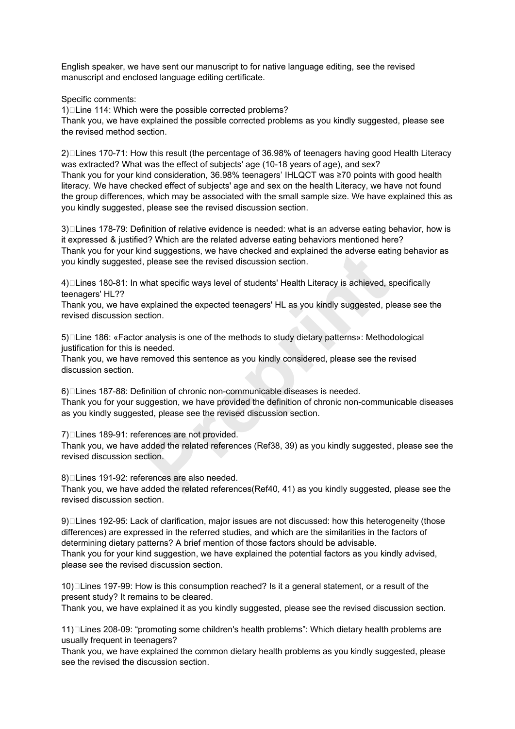English speaker, we have sent our manuscript to for native language editing, see the revised manuscript and enclosed language editing certificate.

Specific comments:

1) Line 114: Which were the possible corrected problems?
Thank you, we have explained the possible corrected problems as you kindly suggested, please see the revised method section.

2) Lines 170-71: How this result (the percentage of 36.98% of teenagers having good Health Literacy was extracted? What was the effect of subjects' age (10-18 years of age), and sex?
Thank you for your kind consideration, 36.98% teenagers' IHLQCT was ≥70 points with good health literacy. We have checked effect of subjects' age and sex on the health Literacy, we have not found the group differences, which may be associated with the small sample size. We have explained this as you kindly suggested, please see the revised discussion section.

3) Lines 178-79: Definition of relative evidence is needed: what is an adverse eating behavior, how is it expressed & justified? Which are the related adverse eating behaviors mentioned here?
Thank you for your kind suggestions, we have checked and explained the adverse eating behavior as you kindly suggested, please see the revised discussion section.

4) Lines 180-81: In what specific ways level of students' Health Literacy is achieved, specifically teenagers' HL??
Thank you, we have explained the expected teenagers' HL as you kindly suggested, please see the revised discussion section.

5) Line 186: «Factor analysis is one of the methods to study dietary patterns»: Methodological justification for this is needed.
Thank you, we have removed this sentence as you kindly considered, please see the revised discussion section.

6) Lines 187-88: Definition of chronic non-communicable diseases is needed.
Thank you for your suggestion, we have provided the definition of chronic non-communicable diseases as you kindly suggested, please see the revised discussion section.

7) Lines 189-91: references are not provided.
Thank you, we have added the related references (Ref38, 39) as you kindly suggested, please see the revised discussion section.

8) Lines 191-92: references are also needed.
Thank you, we have added the related references(Ref40, 41) as you kindly suggested, please see the revised discussion section.

9) Lines 192-95: Lack of clarification, major issues are not discussed: how this heterogeneity (those differences) are expressed in the referred studies, and which are the similarities in the factors of determining dietary patterns? A brief mention of those factors should be advisable.
Thank you for your kind suggestion, we have explained the potential factors as you kindly advised, please see the revised discussion section.

10) Lines 197-99: How is this consumption reached? Is it a general statement, or a result of the present study? It remains to be cleared.
Thank you, we have explained it as you kindly suggested, please see the revised discussion section.

11) Lines 208-09: "promoting some children's health problems": Which dietary health problems are usually frequent in teenagers?
Thank you, we have explained the common dietary health problems as you kindly suggested, please see the revised the discussion section.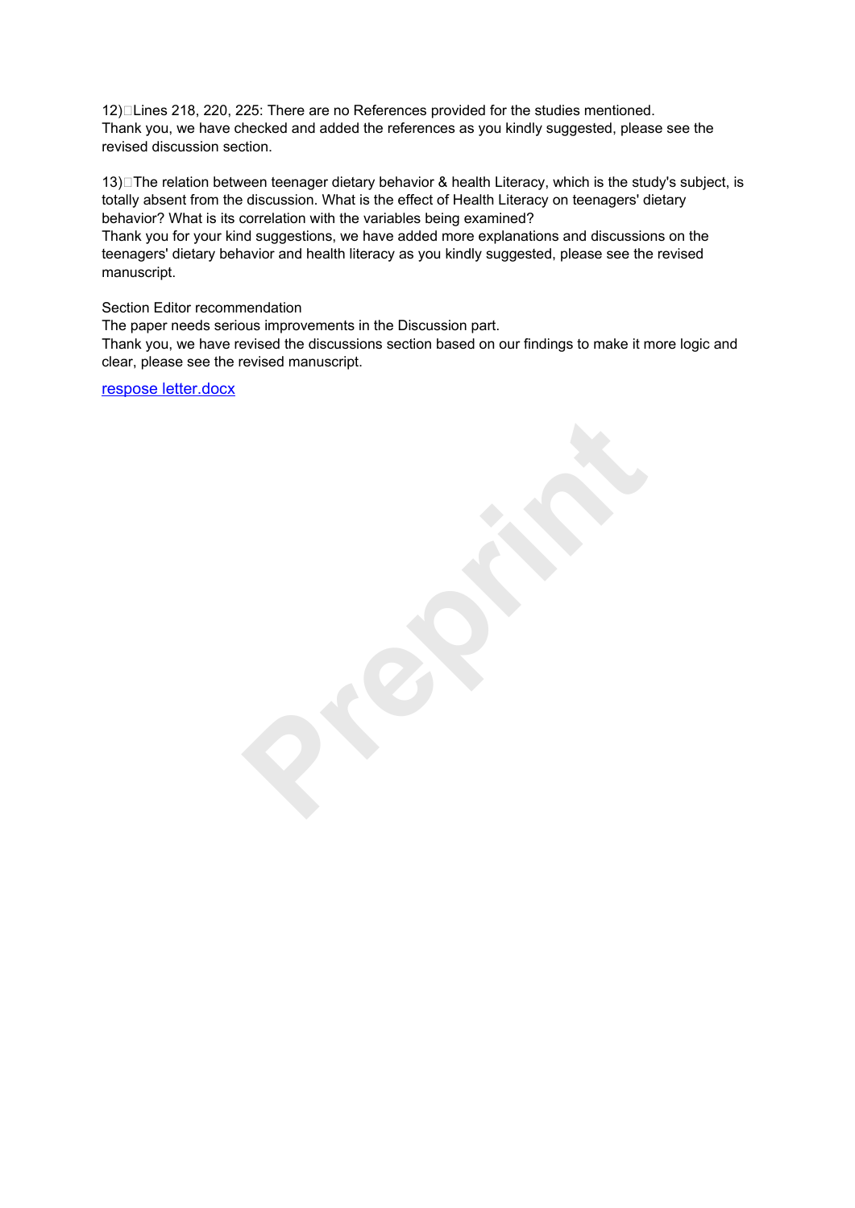12) Lines 218, 220, 225: There are no References provided for the studies mentioned.
Thank you, we have checked and added the references as you kindly suggested, please see the revised discussion section.

13) The relation between teenager dietary behavior & health Literacy, which is the study's subject, is totally absent from the discussion. What is the effect of Health Literacy on teenagers' dietary behavior? What is its correlation with the variables being examined?
Thank you for your kind suggestions, we have added more explanations and discussions on the teenagers' dietary behavior and health literacy as you kindly suggested, please see the revised manuscript.

Section Editor recommendation
The paper needs serious improvements in the Discussion part.
Thank you, we have revised the discussions section based on our findings to make it more logic and clear, please see the revised manuscript.

respose letter.docx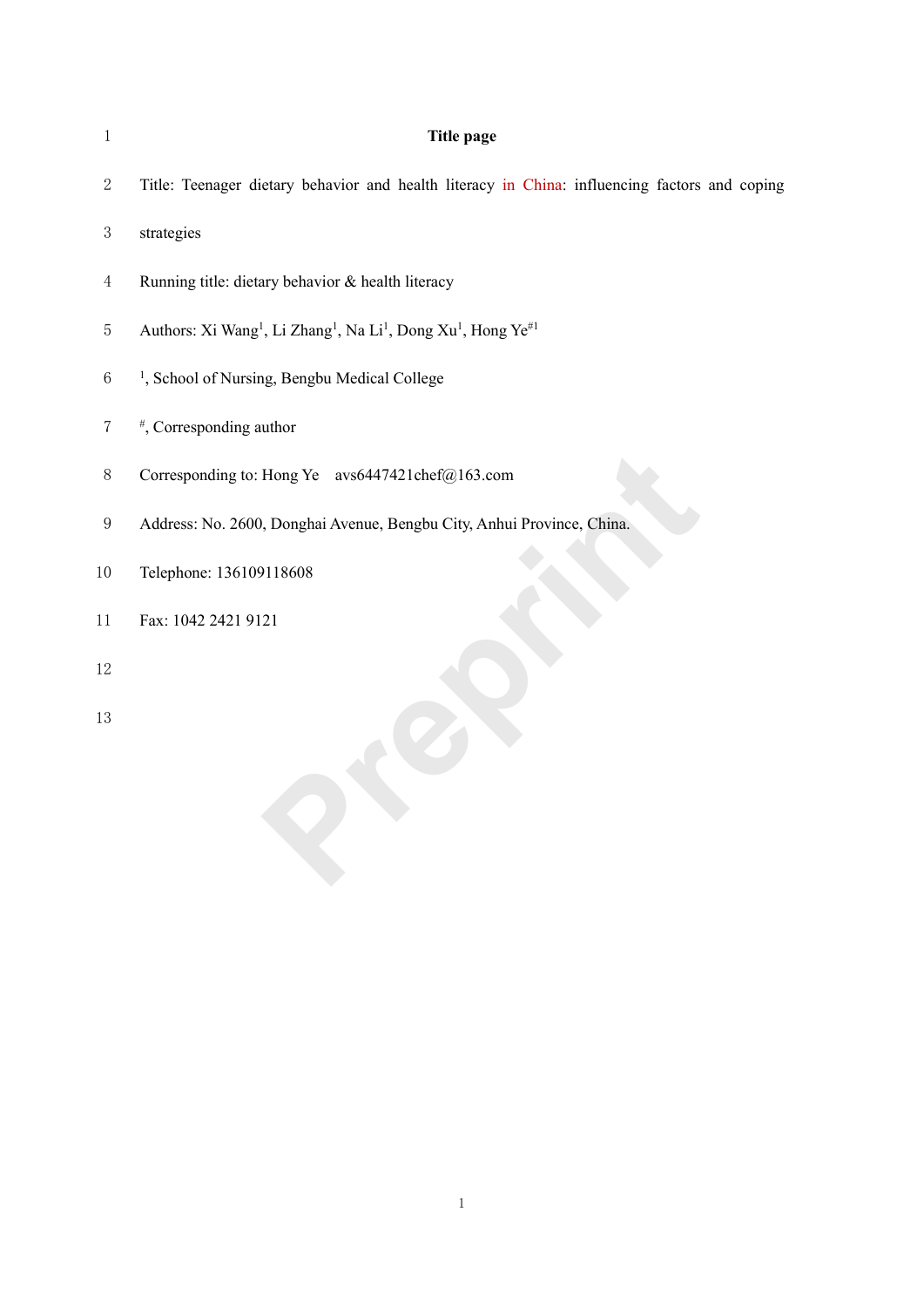**Title page**

Title: Teenager dietary behavior and health literacy in China: influencing factors and coping strategies

Running title: dietary behavior & health literacy

Authors: Xi Wang[1], Li Zhang[1], Na Li[1], Dong Xu[1], Hong Ye[#1]

[1], School of Nursing, Bengbu Medical College

[#], Corresponding author

Corresponding to: Hong Ye avs6447421chef@163.com

Address: No. 2600, Donghai Avenue, Bengbu City, Anhui Province, China.

Telephone: 136109118608

Fax: 1042 2421 9121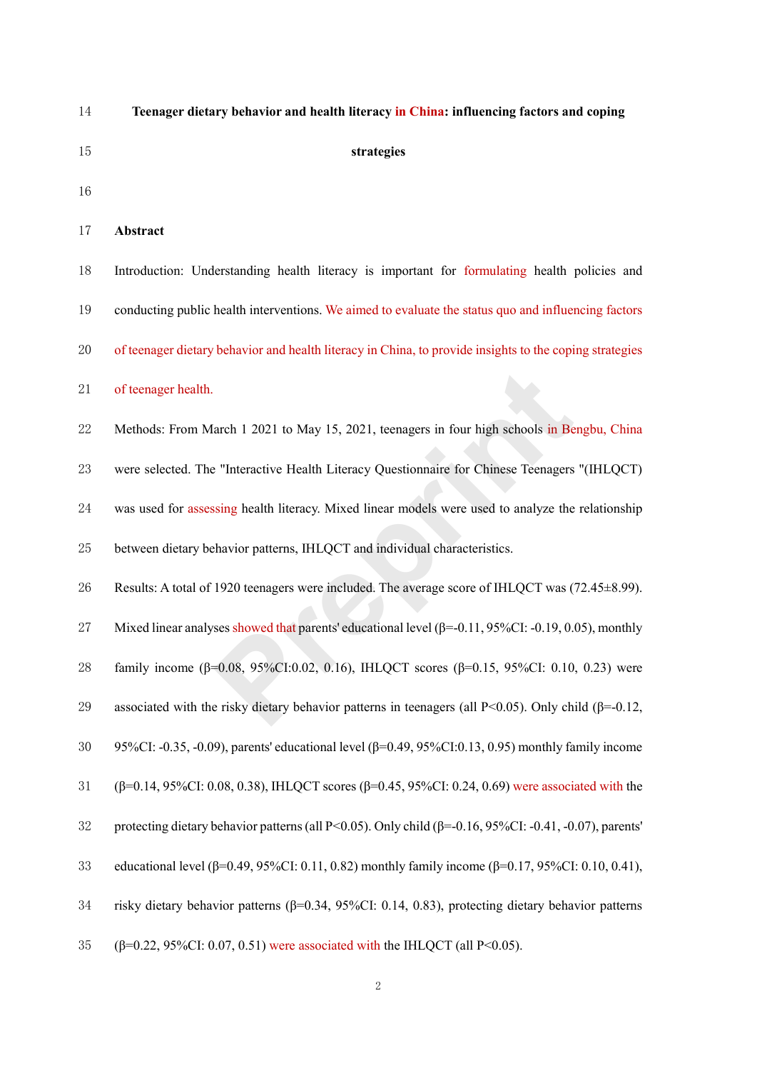**Teenager dietary behavior and health literacy in China: influencing factors and coping strategies**

**Abstract**

Introduction: Understanding health literacy is important for formulating health policies and conducting public health interventions. We aimed to evaluate the status quo and influencing factors of teenager dietary behavior and health literacy in China, to provide insights to the coping strategies of teenager health.

Methods: From March 1 2021 to May 15, 2021, teenagers in four high schools in Bengbu, China were selected. The "Interactive Health Literacy Questionnaire for Chinese Teenagers "(IHLQCT) was used for assessing health literacy. Mixed linear models were used to analyze the relationship between dietary behavior patterns, IHLQCT and individual characteristics.

Results: A total of 1920 teenagers were included. The average score of IHLQCT was (72.45±8.99). Mixed linear analyses showed that parents' educational level (β=-0.11, 95%CI: -0.19, 0.05), monthly family income (β=0.08, 95%CI:0.02, 0.16), IHLQCT scores (β=0.15, 95%CI: 0.10, 0.23) were associated with the risky dietary behavior patterns in teenagers (all P<0.05). Only child (β=-0.12, 95%CI: -0.35, -0.09), parents' educational level (β=0.49, 95%CI:0.13, 0.95) monthly family income (β=0.14, 95%CI: 0.08, 0.38), IHLQCT scores (β=0.45, 95%CI: 0.24, 0.69) were associated with the protecting dietary behavior patterns (all P<0.05). Only child (β=-0.16, 95%CI: -0.41, -0.07), parents' educational level (β=0.49, 95%CI: 0.11, 0.82) monthly family income (β=0.17, 95%CI: 0.10, 0.41), risky dietary behavior patterns (β=0.34, 95%CI: 0.14, 0.83), protecting dietary behavior patterns (β=0.22, 95%CI: 0.07, 0.51) were associated with the IHLQCT (all P<0.05).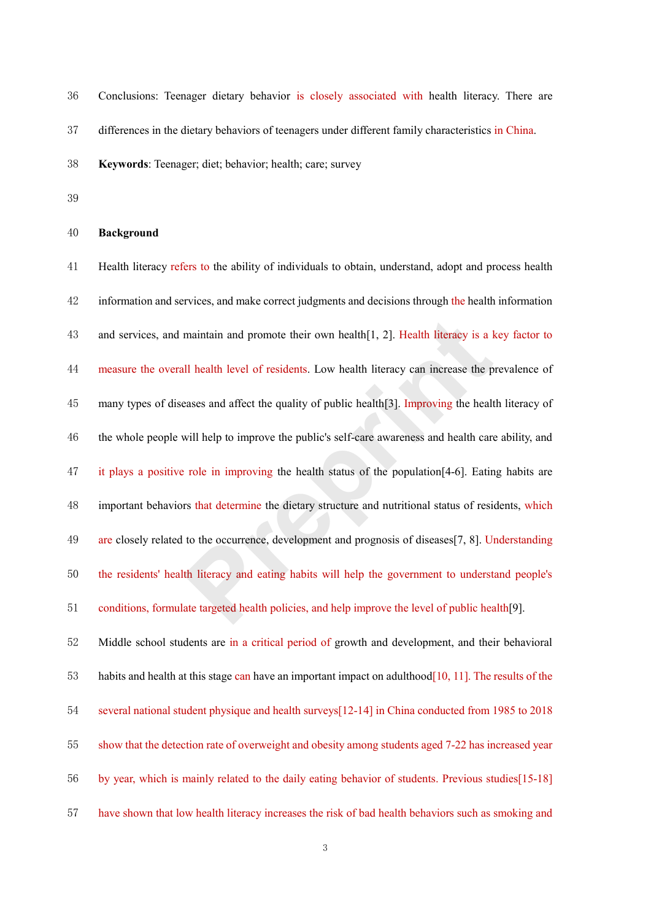Conclusions: Teenager dietary behavior is closely associated with health literacy. There are differences in the dietary behaviors of teenagers under different family characteristics in China.

**Keywords**: Teenager; diet; behavior; health; care; survey

## Background

Health literacy refers to the ability of individuals to obtain, understand, adopt and process health information and services, and make correct judgments and decisions through the health information and services, and maintain and promote their own health[1, 2]. Health literacy is a key factor to measure the overall health level of residents. Low health literacy can increase the prevalence of many types of diseases and affect the quality of public health[3]. Improving the health literacy of the whole people will help to improve the public's self-care awareness and health care ability, and it plays a positive role in improving the health status of the population[4-6]. Eating habits are important behaviors that determine the dietary structure and nutritional status of residents, which are closely related to the occurrence, development and prognosis of diseases[7, 8]. Understanding the residents' health literacy and eating habits will help the government to understand people's conditions, formulate targeted health policies, and help improve the level of public health[9].

Middle school students are in a critical period of growth and development, and their behavioral habits and health at this stage can have an important impact on adulthood[10, 11]. The results of the several national student physique and health surveys[12-14] in China conducted from 1985 to 2018 show that the detection rate of overweight and obesity among students aged 7-22 has increased year by year, which is mainly related to the daily eating behavior of students. Previous studies[15-18] have shown that low health literacy increases the risk of bad health behaviors such as smoking and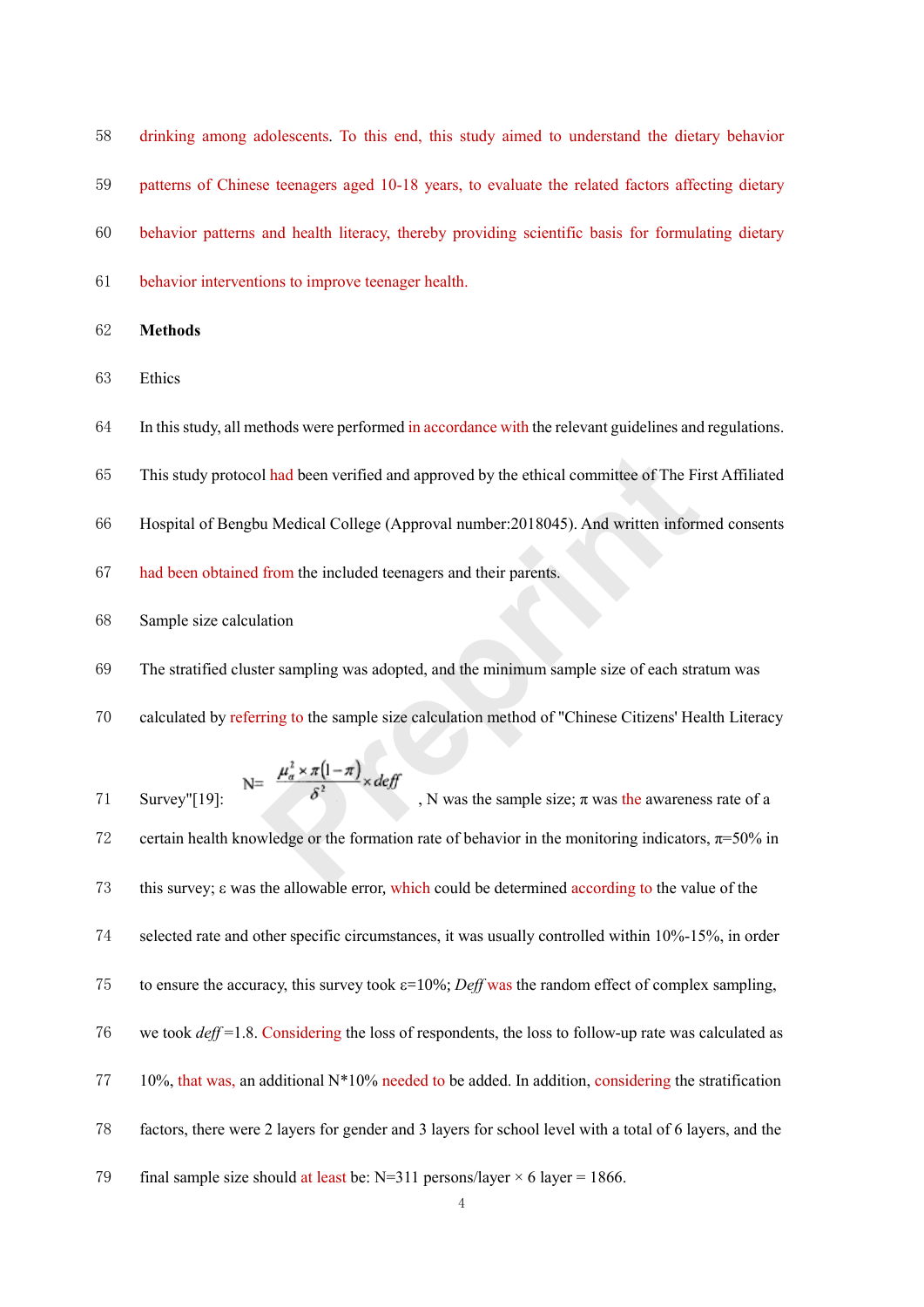drinking among adolescents. To this end, this study aimed to understand the dietary behavior patterns of Chinese teenagers aged 10-18 years, to evaluate the related factors affecting dietary behavior patterns and health literacy, thereby providing scientific basis for formulating dietary behavior interventions to improve teenager health.

## Methods

### Ethics

In this study, all methods were performed in accordance with the relevant guidelines and regulations. This study protocol had been verified and approved by the ethical committee of The First Affiliated Hospital of Bengbu Medical College (Approval number:2018045). And written informed consents had been obtained from the included teenagers and their parents.

### Sample size calculation

The stratified cluster sampling was adopted, and the minimum sample size of each stratum was calculated by referring to the sample size calculation method of "Chinese Citizens' Health Literacy Survey"[19]: $N=\frac{\mu_{\alpha}^{2}\times\pi(1-\pi)}{\delta^{2}}\times deff$ , N was the sample size; π was the awareness rate of a certain health knowledge or the formation rate of behavior in the monitoring indicators, π=50% in this survey; ε was the allowable error, which could be determined according to the value of the selected rate and other specific circumstances, it was usually controlled within 10%-15%, in order to ensure the accuracy, this survey took ε=10%; *Deff* was the random effect of complex sampling, we took *deff* =1.8. Considering the loss of respondents, the loss to follow-up rate was calculated as 10%, that was, an additional N*10% needed to be added. In addition, considering the stratification factors, there were 2 layers for gender and 3 layers for school level with a total of 6 layers, and the final sample size should at least be: N=311 persons/layer × 6 layer = 1866.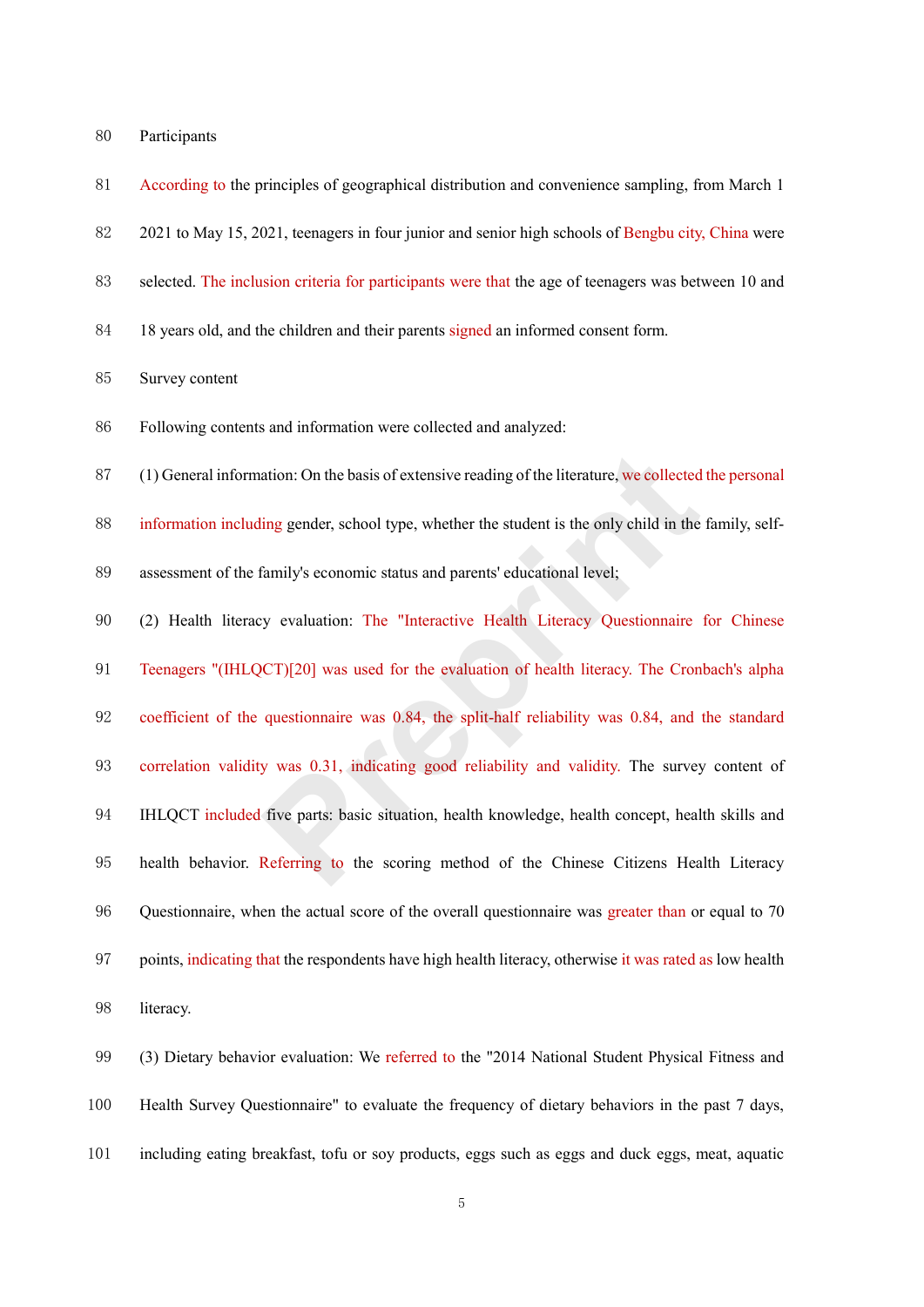Participants

According to the principles of geographical distribution and convenience sampling, from March 1 2021 to May 15, 2021, teenagers in four junior and senior high schools of Bengbu city, China were selected. The inclusion criteria for participants were that the age of teenagers was between 10 and 18 years old, and the children and their parents signed an informed consent form.

Survey content

Following contents and information were collected and analyzed:

(1) General information: On the basis of extensive reading of the literature, we collected the personal information including gender, school type, whether the student is the only child in the family, self-assessment of the family's economic status and parents' educational level;

(2) Health literacy evaluation: The "Interactive Health Literacy Questionnaire for Chinese Teenagers "(IHLQCT)[20] was used for the evaluation of health literacy. The Cronbach's alpha coefficient of the questionnaire was 0.84, the split-half reliability was 0.84, and the standard correlation validity was 0.31, indicating good reliability and validity. The survey content of IHLQCT included five parts: basic situation, health knowledge, health concept, health skills and health behavior. Referring to the scoring method of the Chinese Citizens Health Literacy Questionnaire, when the actual score of the overall questionnaire was greater than or equal to 70 points, indicating that the respondents have high health literacy, otherwise it was rated as low health literacy.

(3) Dietary behavior evaluation: We referred to the "2014 National Student Physical Fitness and Health Survey Questionnaire" to evaluate the frequency of dietary behaviors in the past 7 days, including eating breakfast, tofu or soy products, eggs such as eggs and duck eggs, meat, aquatic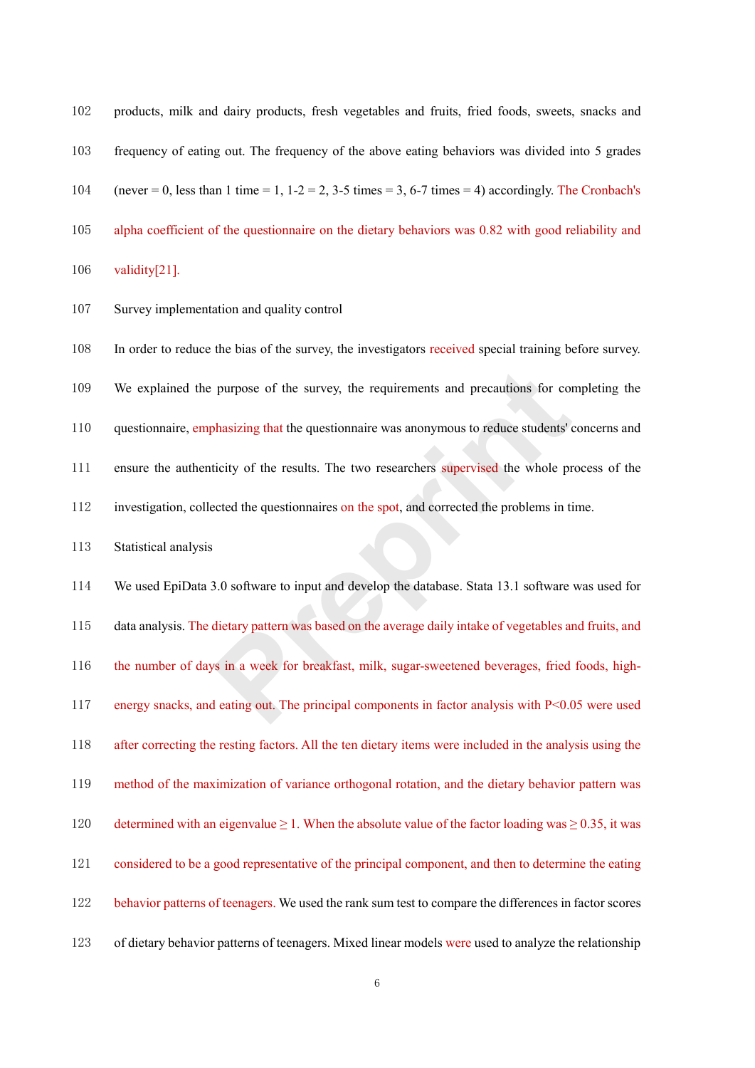products, milk and dairy products, fresh vegetables and fruits, fried foods, sweets, snacks and frequency of eating out. The frequency of the above eating behaviors was divided into 5 grades (never = 0, less than 1 time = 1, 1-2 = 2, 3-5 times = 3, 6-7 times = 4) accordingly. The Cronbach's alpha coefficient of the questionnaire on the dietary behaviors was 0.82 with good reliability and validity[21].

## Survey implementation and quality control

In order to reduce the bias of the survey, the investigators received special training before survey. We explained the purpose of the survey, the requirements and precautions for completing the questionnaire, emphasizing that the questionnaire was anonymous to reduce students' concerns and ensure the authenticity of the results. The two researchers supervised the whole process of the investigation, collected the questionnaires on the spot, and corrected the problems in time.

## Statistical analysis

We used EpiData 3.0 software to input and develop the database. Stata 13.1 software was used for data analysis. The dietary pattern was based on the average daily intake of vegetables and fruits, and the number of days in a week for breakfast, milk, sugar-sweetened beverages, fried foods, high-energy snacks, and eating out. The principal components in factor analysis with $P<0.05$ were used after correcting the resting factors. All the ten dietary items were included in the analysis using the method of the maximization of variance orthogonal rotation, and the dietary behavior pattern was determined with an eigenvalue $\geq 1$. When the absolute value of the factor loading was $\geq 0.35$, it was considered to be a good representative of the principal component, and then to determine the eating behavior patterns of teenagers. We used the rank sum test to compare the differences in factor scores of dietary behavior patterns of teenagers. Mixed linear models were used to analyze the relationship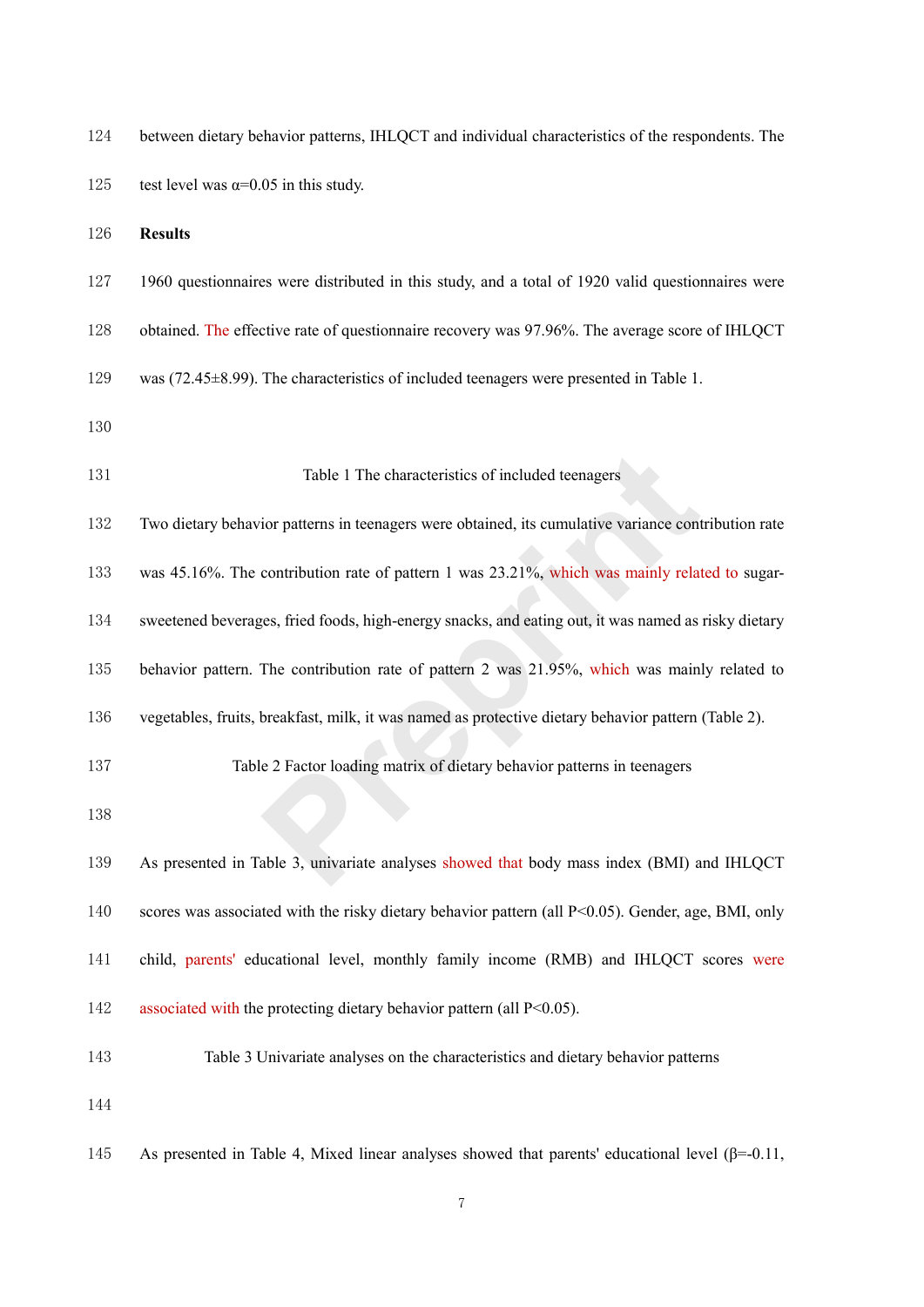between dietary behavior patterns, IHLQCT and individual characteristics of the respondents. The test level was α=0.05 in this study.

## Results

1960 questionnaires were distributed in this study, and a total of 1920 valid questionnaires were obtained. The effective rate of questionnaire recovery was 97.96%. The average score of IHLQCT was (72.45±8.99). The characteristics of included teenagers were presented in Table 1.

Table 1 The characteristics of included teenagers

Two dietary behavior patterns in teenagers were obtained, its cumulative variance contribution rate was 45.16%. The contribution rate of pattern 1 was 23.21%, which was mainly related to sugar-sweetened beverages, fried foods, high-energy snacks, and eating out, it was named as risky dietary behavior pattern. The contribution rate of pattern 2 was 21.95%, which was mainly related to vegetables, fruits, breakfast, milk, it was named as protective dietary behavior pattern (Table 2).

Table 2 Factor loading matrix of dietary behavior patterns in teenagers

As presented in Table 3, univariate analyses showed that body mass index (BMI) and IHLQCT scores was associated with the risky dietary behavior pattern (all P<0.05). Gender, age, BMI, only child, parents' educational level, monthly family income (RMB) and IHLQCT scores were associated with the protecting dietary behavior pattern (all P<0.05).

Table 3 Univariate analyses on the characteristics and dietary behavior patterns

As presented in Table 4, Mixed linear analyses showed that parents' educational level (β=-0.11,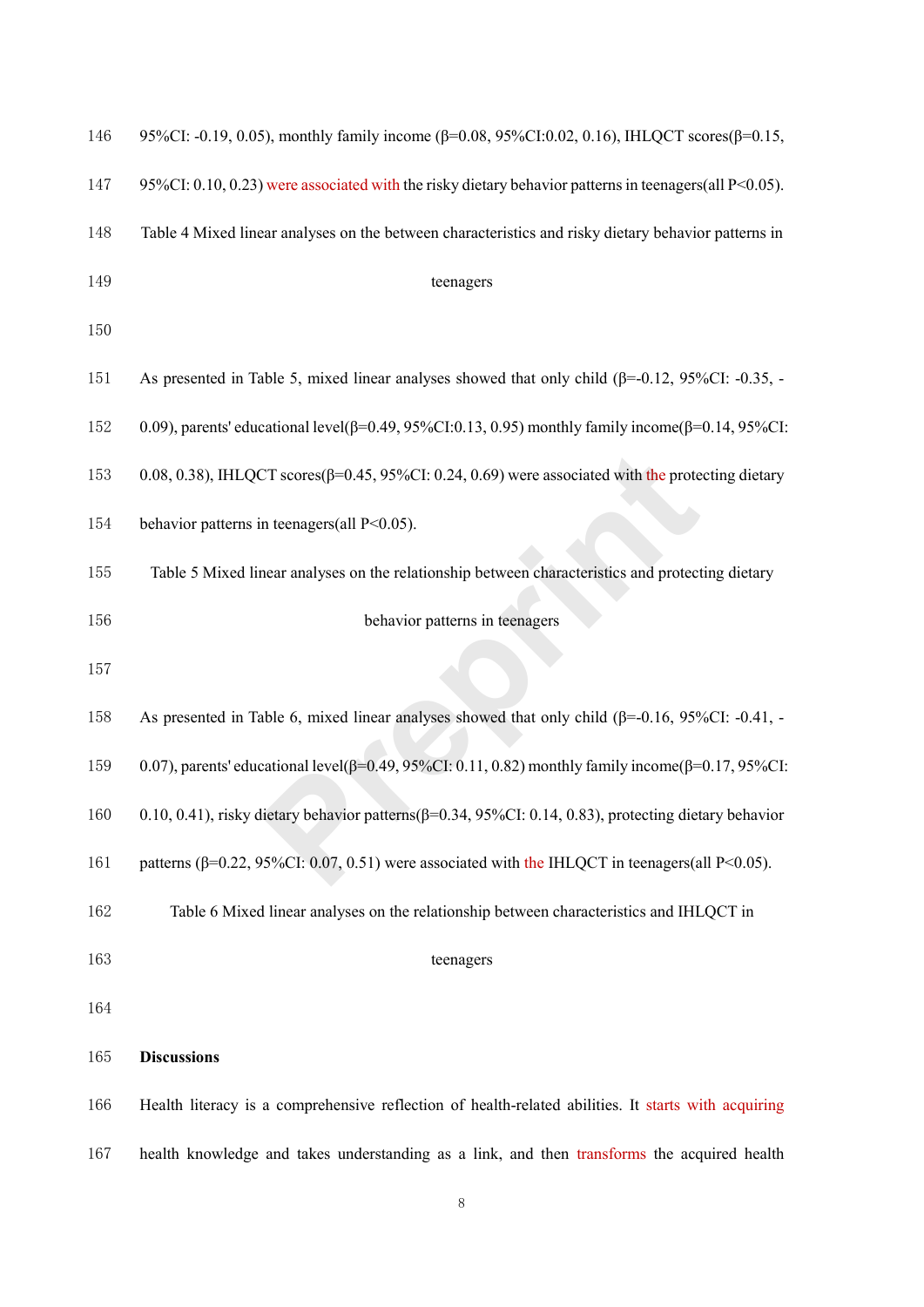95%CI: -0.19, 0.05), monthly family income (β=0.08, 95%CI:0.02, 0.16), IHLQCT scores(β=0.15, 95%CI: 0.10, 0.23) were associated with the risky dietary behavior patterns in teenagers(all P<0.05).

Table 4 Mixed linear analyses on the between characteristics and risky dietary behavior patterns in teenagers

As presented in Table 5, mixed linear analyses showed that only child (β=-0.12, 95%CI: -0.35, -0.09), parents' educational level(β=0.49, 95%CI:0.13, 0.95) monthly family income(β=0.14, 95%CI: 0.08, 0.38), IHLQCT scores(β=0.45, 95%CI: 0.24, 0.69) were associated with the protecting dietary behavior patterns in teenagers(all P<0.05).

Table 5 Mixed linear analyses on the relationship between characteristics and protecting dietary behavior patterns in teenagers

As presented in Table 6, mixed linear analyses showed that only child (β=-0.16, 95%CI: -0.41, -0.07), parents' educational level(β=0.49, 95%CI: 0.11, 0.82) monthly family income(β=0.17, 95%CI: 0.10, 0.41), risky dietary behavior patterns(β=0.34, 95%CI: 0.14, 0.83), protecting dietary behavior patterns (β=0.22, 95%CI: 0.07, 0.51) were associated with the IHLQCT in teenagers(all P<0.05).

Table 6 Mixed linear analyses on the relationship between characteristics and IHLQCT in teenagers

**Discussions**

Health literacy is a comprehensive reflection of health-related abilities. It starts with acquiring health knowledge and takes understanding as a link, and then transforms the acquired health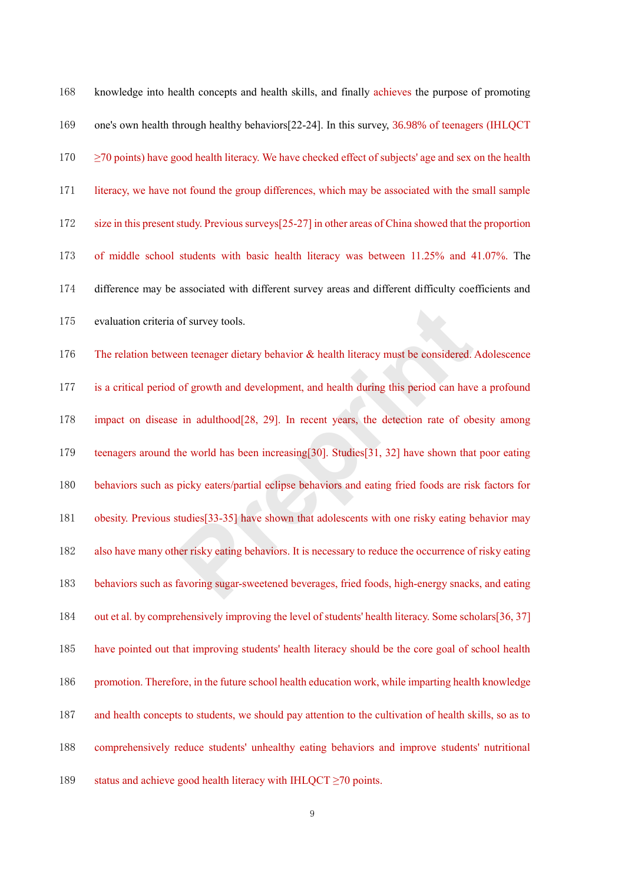knowledge into health concepts and health skills, and finally achieves the purpose of promoting one's own health through healthy behaviors[22-24]. In this survey, 36.98% of teenagers (IHLQCT ≥70 points) have good health literacy. We have checked effect of subjects' age and sex on the health literacy, we have not found the group differences, which may be associated with the small sample size in this present study. Previous surveys[25-27] in other areas of China showed that the proportion of middle school students with basic health literacy was between 11.25% and 41.07%. The difference may be associated with different survey areas and different difficulty coefficients and evaluation criteria of survey tools.

The relation between teenager dietary behavior & health literacy must be considered. Adolescence is a critical period of growth and development, and health during this period can have a profound impact on disease in adulthood[28, 29]. In recent years, the detection rate of obesity among teenagers around the world has been increasing[30]. Studies[31, 32] have shown that poor eating behaviors such as picky eaters/partial eclipse behaviors and eating fried foods are risk factors for obesity. Previous studies[33-35] have shown that adolescents with one risky eating behavior may also have many other risky eating behaviors. It is necessary to reduce the occurrence of risky eating behaviors such as favoring sugar-sweetened beverages, fried foods, high-energy snacks, and eating out et al. by comprehensively improving the level of students' health literacy. Some scholars[36, 37] have pointed out that improving students' health literacy should be the core goal of school health promotion. Therefore, in the future school health education work, while imparting health knowledge and health concepts to students, we should pay attention to the cultivation of health skills, so as to comprehensively reduce students' unhealthy eating behaviors and improve students' nutritional status and achieve good health literacy with IHLQCT ≥70 points.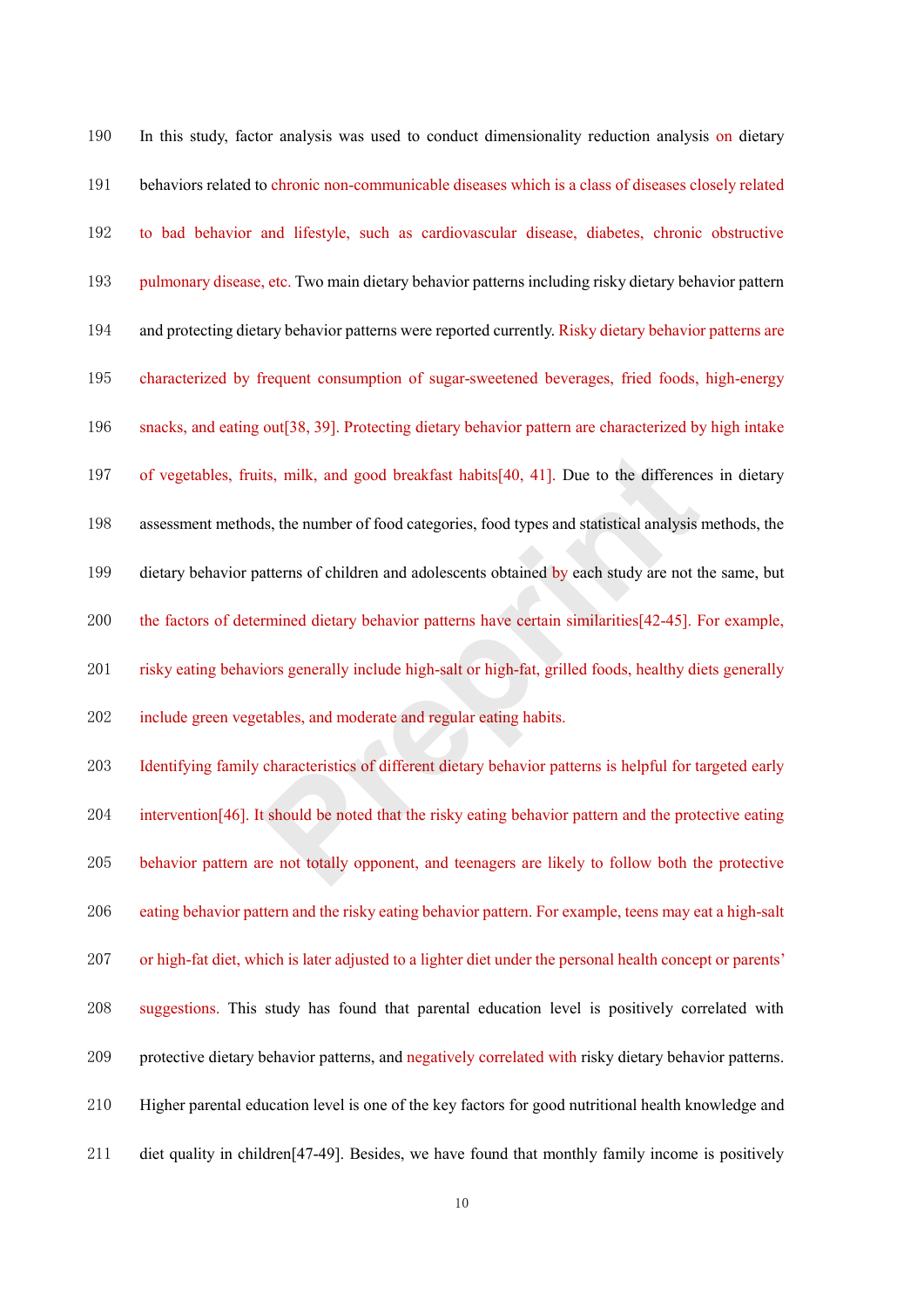In this study, factor analysis was used to conduct dimensionality reduction analysis on dietary behaviors related to chronic non-communicable diseases which is a class of diseases closely related to bad behavior and lifestyle, such as cardiovascular disease, diabetes, chronic obstructive pulmonary disease, etc. Two main dietary behavior patterns including risky dietary behavior pattern and protecting dietary behavior patterns were reported currently. Risky dietary behavior patterns are characterized by frequent consumption of sugar-sweetened beverages, fried foods, high-energy snacks, and eating out[38, 39]. Protecting dietary behavior pattern are characterized by high intake of vegetables, fruits, milk, and good breakfast habits[40, 41]. Due to the differences in dietary assessment methods, the number of food categories, food types and statistical analysis methods, the dietary behavior patterns of children and adolescents obtained by each study are not the same, but the factors of determined dietary behavior patterns have certain similarities[42-45]. For example, risky eating behaviors generally include high-salt or high-fat, grilled foods, healthy diets generally include green vegetables, and moderate and regular eating habits.

Identifying family characteristics of different dietary behavior patterns is helpful for targeted early intervention[46]. It should be noted that the risky eating behavior pattern and the protective eating behavior pattern are not totally opponent, and teenagers are likely to follow both the protective eating behavior pattern and the risky eating behavior pattern. For example, teens may eat a high-salt or high-fat diet, which is later adjusted to a lighter diet under the personal health concept or parents' suggestions. This study has found that parental education level is positively correlated with protective dietary behavior patterns, and negatively correlated with risky dietary behavior patterns. Higher parental education level is one of the key factors for good nutritional health knowledge and diet quality in children[47-49]. Besides, we have found that monthly family income is positively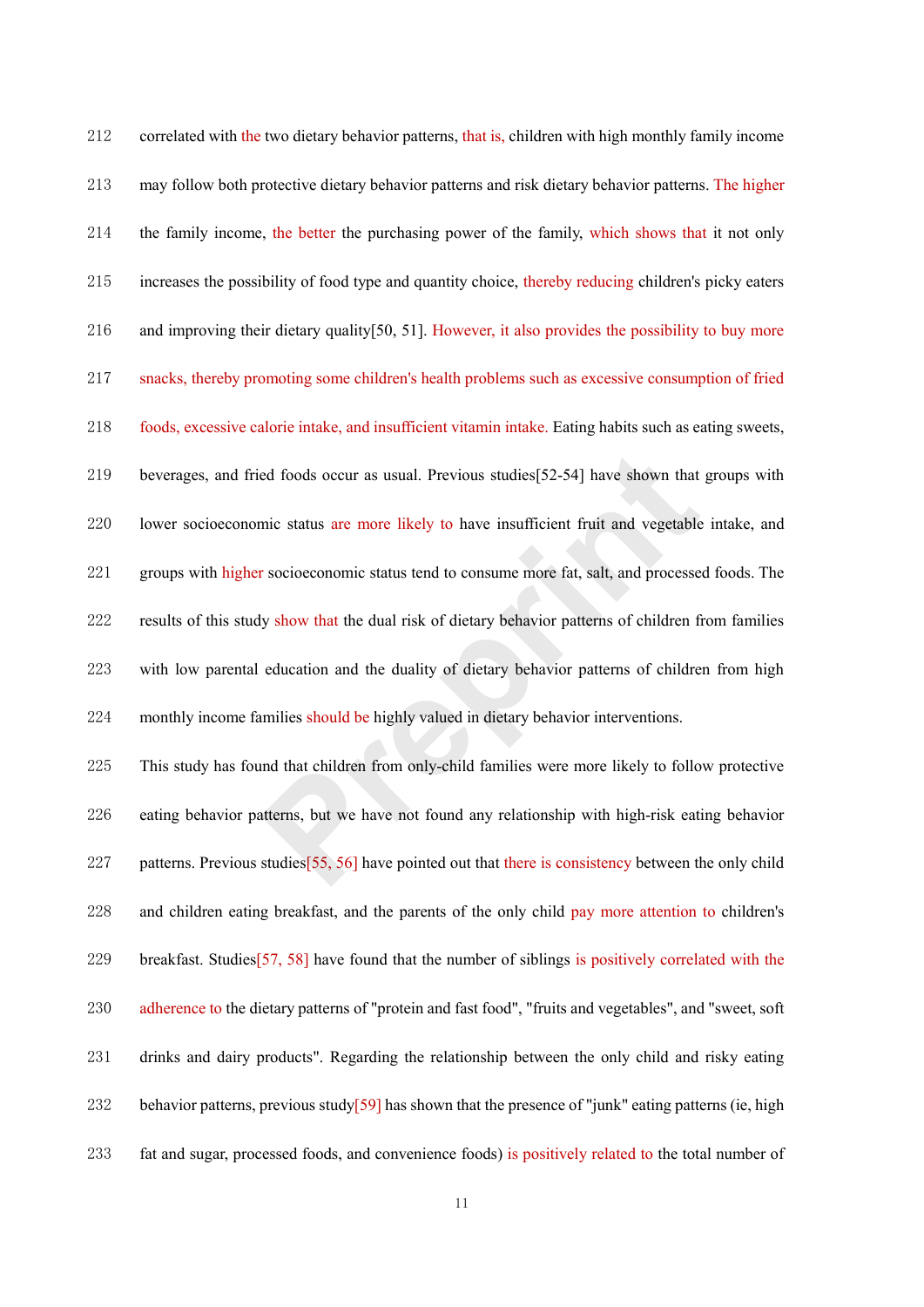correlated with the two dietary behavior patterns, that is, children with high monthly family income may follow both protective dietary behavior patterns and risk dietary behavior patterns. The higher the family income, the better the purchasing power of the family, which shows that it not only increases the possibility of food type and quantity choice, thereby reducing children's picky eaters and improving their dietary quality[50, 51]. However, it also provides the possibility to buy more snacks, thereby promoting some children's health problems such as excessive consumption of fried foods, excessive calorie intake, and insufficient vitamin intake. Eating habits such as eating sweets, beverages, and fried foods occur as usual. Previous studies[52-54] have shown that groups with lower socioeconomic status are more likely to have insufficient fruit and vegetable intake, and groups with higher socioeconomic status tend to consume more fat, salt, and processed foods. The results of this study show that the dual risk of dietary behavior patterns of children from families with low parental education and the duality of dietary behavior patterns of children from high monthly income families should be highly valued in dietary behavior interventions.

This study has found that children from only-child families were more likely to follow protective eating behavior patterns, but we have not found any relationship with high-risk eating behavior patterns. Previous studies[55, 56] have pointed out that there is consistency between the only child and children eating breakfast, and the parents of the only child pay more attention to children's breakfast. Studies[57, 58] have found that the number of siblings is positively correlated with the adherence to the dietary patterns of "protein and fast food", "fruits and vegetables", and "sweet, soft drinks and dairy products". Regarding the relationship between the only child and risky eating behavior patterns, previous study[59] has shown that the presence of "junk" eating patterns (ie, high fat and sugar, processed foods, and convenience foods) is positively related to the total number of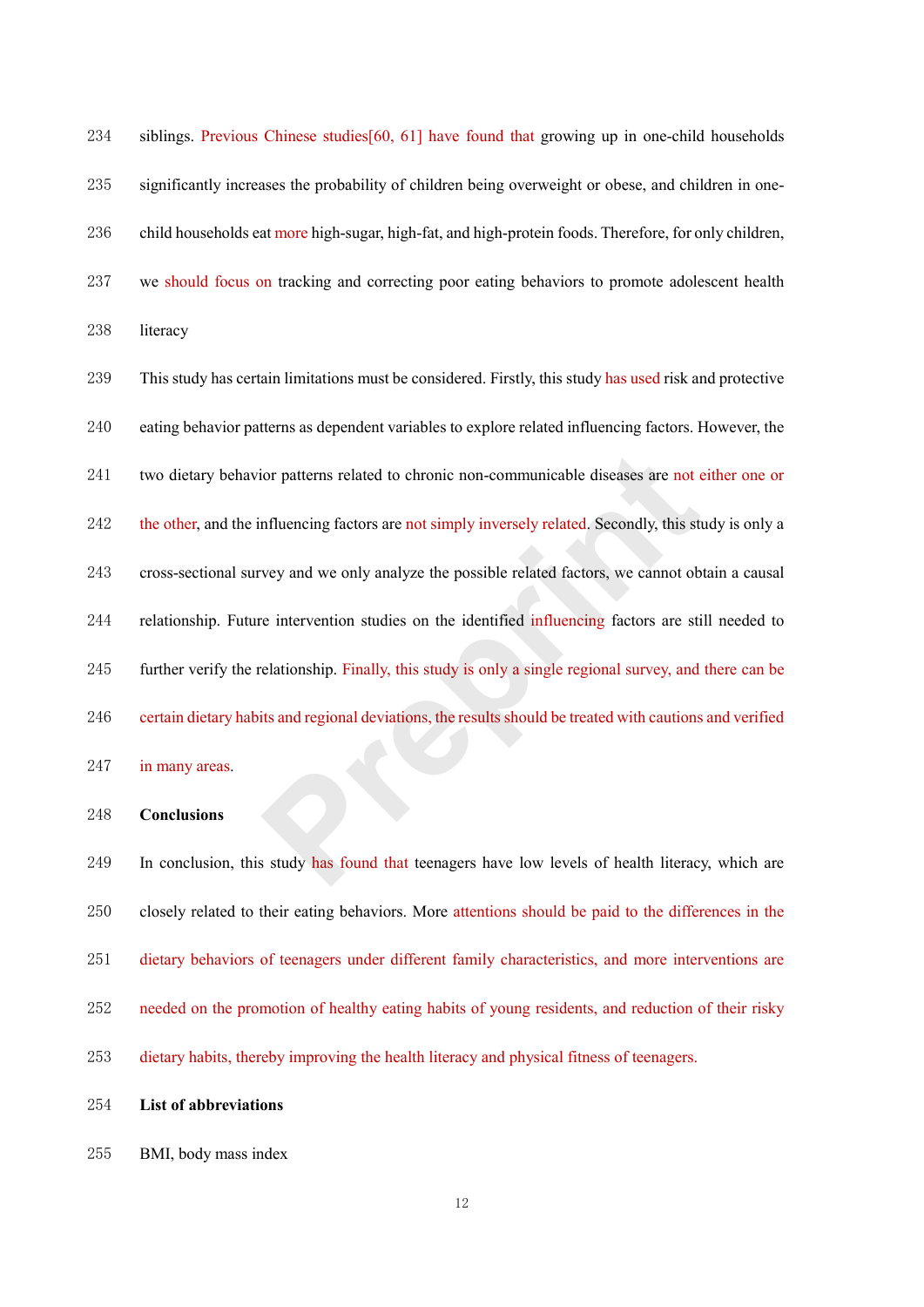siblings. Previous Chinese studies[60, 61] have found that growing up in one-child households significantly increases the probability of children being overweight or obese, and children in one-child households eat more high-sugar, high-fat, and high-protein foods. Therefore, for only children, we should focus on tracking and correcting poor eating behaviors to promote adolescent health literacy

This study has certain limitations must be considered. Firstly, this study has used risk and protective eating behavior patterns as dependent variables to explore related influencing factors. However, the two dietary behavior patterns related to chronic non-communicable diseases are not either one or the other, and the influencing factors are not simply inversely related. Secondly, this study is only a cross-sectional survey and we only analyze the possible related factors, we cannot obtain a causal relationship. Future intervention studies on the identified influencing factors are still needed to further verify the relationship. Finally, this study is only a single regional survey, and there can be certain dietary habits and regional deviations, the results should be treated with cautions and verified in many areas.

**Conclusions**

In conclusion, this study has found that teenagers have low levels of health literacy, which are closely related to their eating behaviors. More attentions should be paid to the differences in the dietary behaviors of teenagers under different family characteristics, and more interventions are needed on the promotion of healthy eating habits of young residents, and reduction of their risky dietary habits, thereby improving the health literacy and physical fitness of teenagers.

**List of abbreviations**

BMI, body mass index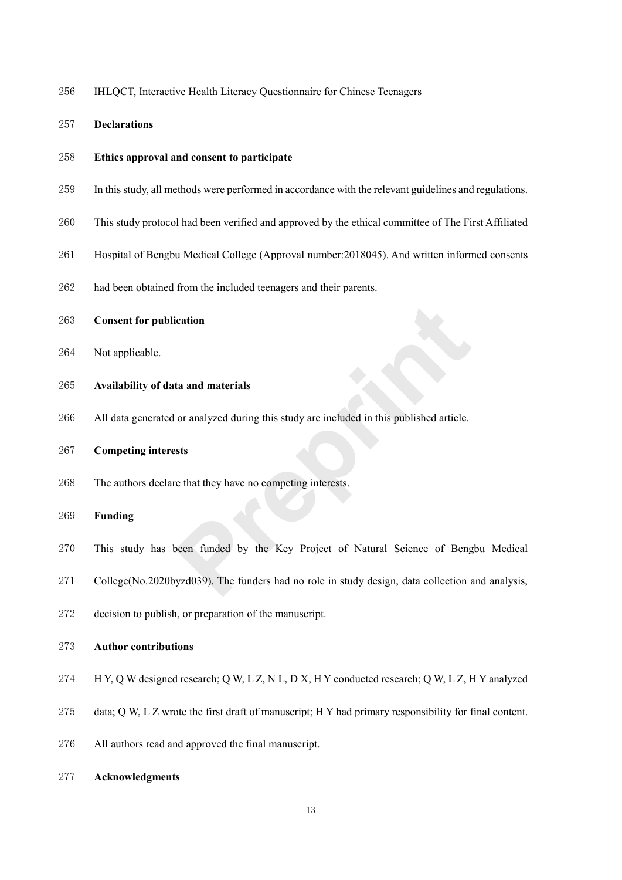IHLQCT, Interactive Health Literacy Questionnaire for Chinese Teenagers

## Declarations

### Ethics approval and consent to participate

In this study, all methods were performed in accordance with the relevant guidelines and regulations. This study protocol had been verified and approved by the ethical committee of The First Affiliated Hospital of Bengbu Medical College (Approval number:2018045). And written informed consents had been obtained from the included teenagers and their parents.

### Consent for publication

Not applicable.

### Availability of data and materials

All data generated or analyzed during this study are included in this published article.

### Competing interests

The authors declare that they have no competing interests.

### Funding

This study has been funded by the Key Project of Natural Science of Bengbu Medical College(No.2020byzd039). The funders had no role in study design, data collection and analysis, decision to publish, or preparation of the manuscript.

### Author contributions

H Y, Q W designed research; Q W, L Z, N L, D X, H Y conducted research; Q W, L Z, H Y analyzed data; Q W, L Z wrote the first draft of manuscript; H Y had primary responsibility for final content. All authors read and approved the final manuscript.

### Acknowledgments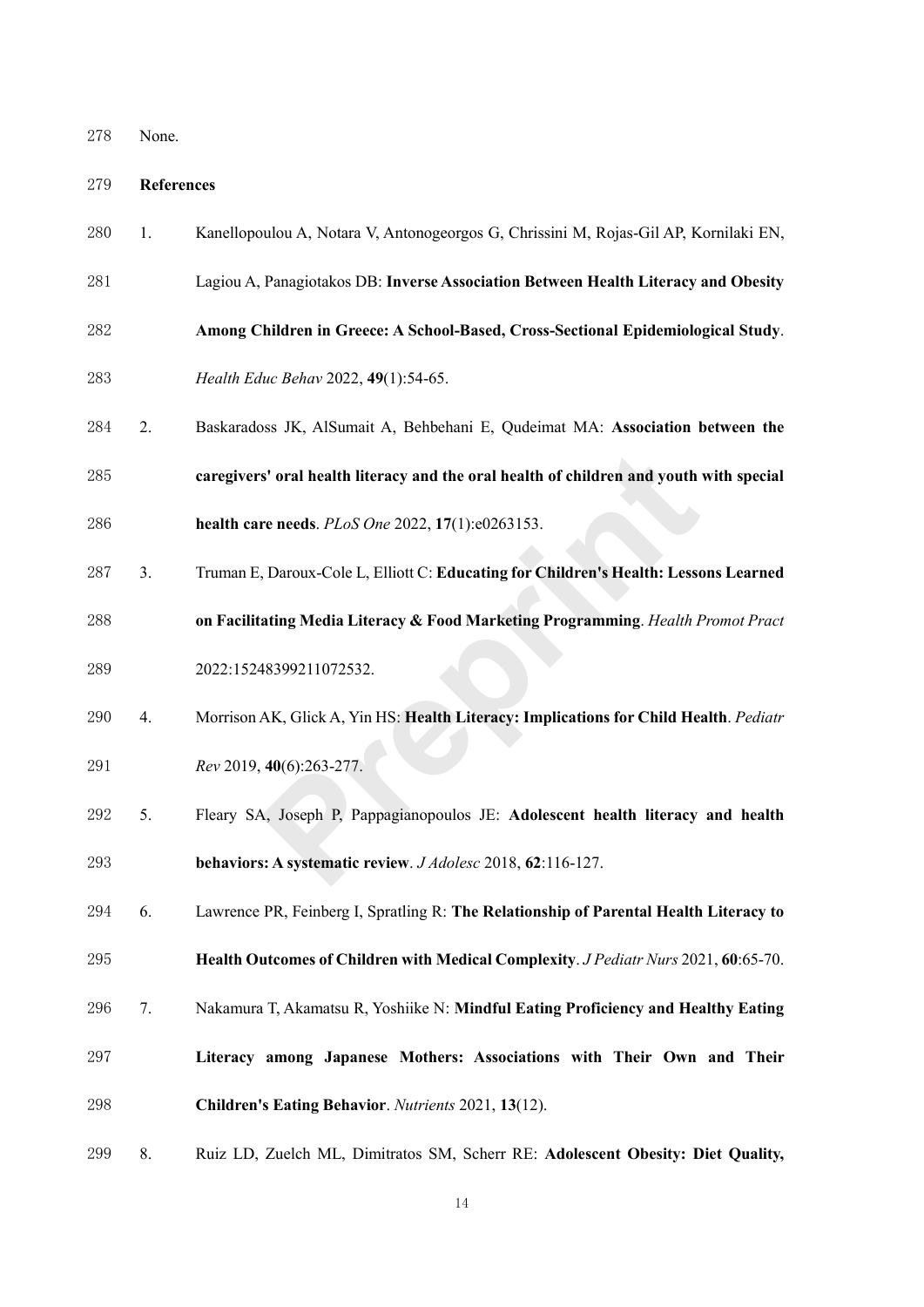None.

## References

1. Kanellopoulou A, Notara V, Antonogeorgos G, Chrissini M, Rojas-Gil AP, Kornilaki EN, Lagiou A, Panagiotakos DB: **Inverse Association Between Health Literacy and Obesity Among Children in Greece: A School-Based, Cross-Sectional Epidemiological Study**. *Health Educ Behav* 2022, **49**(1):54-65.
2. Baskaradoss JK, AlSumait A, Behbehani E, Qudeimat MA: **Association between the caregivers' oral health literacy and the oral health of children and youth with special health care needs**. *PLoS One* 2022, **17**(1):e0263153.
3. Truman E, Daroux-Cole L, Elliott C: **Educating for Children's Health: Lessons Learned on Facilitating Media Literacy & Food Marketing Programming**. *Health Promot Pract* 2022:15248399211072532.
4. Morrison AK, Glick A, Yin HS: **Health Literacy: Implications for Child Health**. *Pediatr Rev* 2019, **40**(6):263-277.
5. Fleary SA, Joseph P, Pappagianopoulos JE: **Adolescent health literacy and health behaviors: A systematic review**. *J Adolesc* 2018, **62**:116-127.
6. Lawrence PR, Feinberg I, Spratling R: **The Relationship of Parental Health Literacy to Health Outcomes of Children with Medical Complexity**. *J Pediatr Nurs* 2021, **60**:65-70.
7. Nakamura T, Akamatsu R, Yoshiike N: **Mindful Eating Proficiency and Healthy Eating Literacy among Japanese Mothers: Associations with Their Own and Their Children's Eating Behavior**. *Nutrients* 2021, **13**(12).
8. Ruiz LD, Zuelch ML, Dimitratos SM, Scherr RE: **Adolescent Obesity: Diet Quality,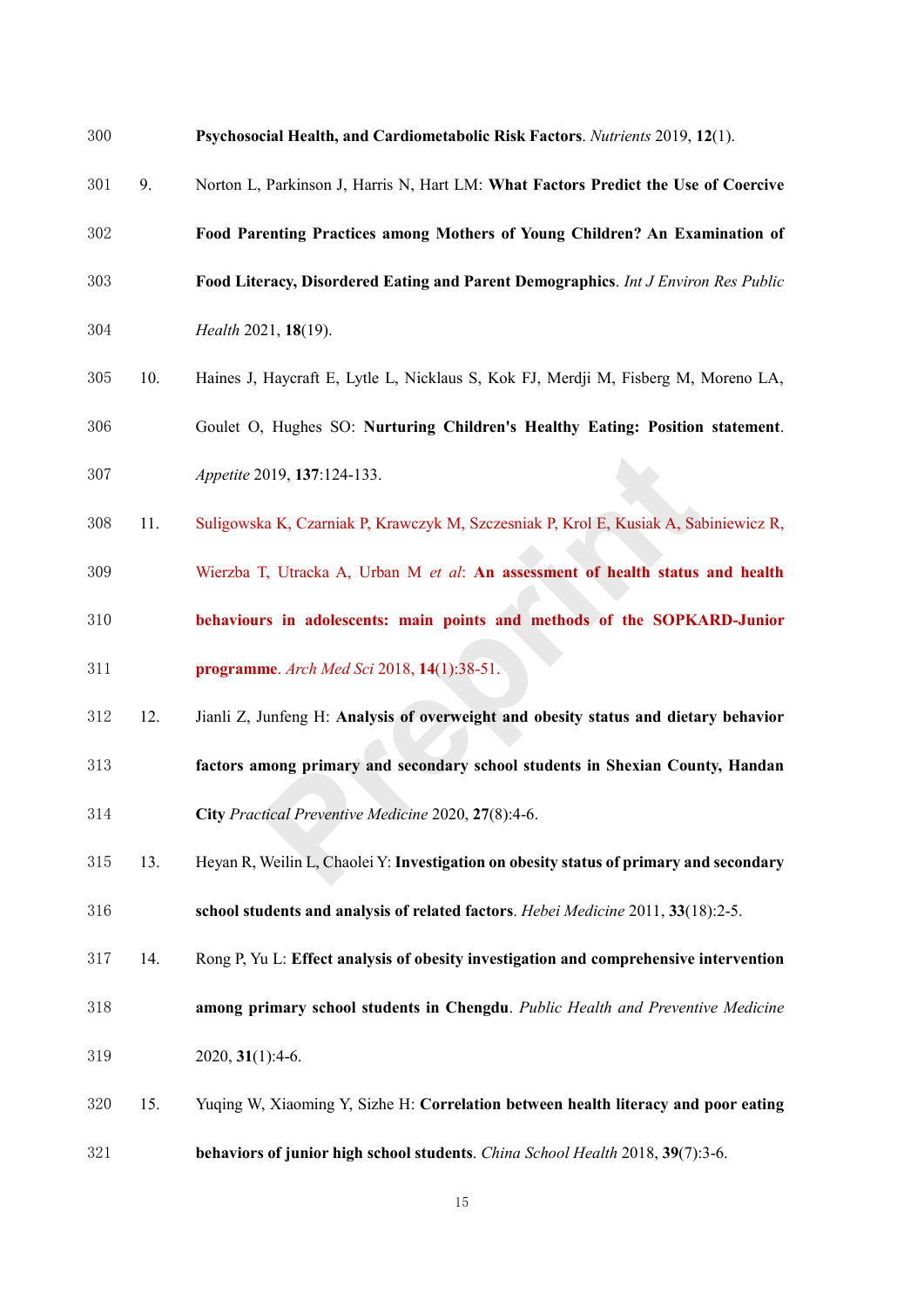**Psychosocial Health, and Cardiometabolic Risk Factors**. *Nutrients* 2019, **12**(1).

9. Norton L, Parkinson J, Harris N, Hart LM: **What Factors Predict the Use of Coercive Food Parenting Practices among Mothers of Young Children? An Examination of Food Literacy, Disordered Eating and Parent Demographics**. *Int J Environ Res Public Health* 2021, **18**(19).

10. Haines J, Haycraft E, Lytle L, Nicklaus S, Kok FJ, Merdji M, Fisberg M, Moreno LA, Goulet O, Hughes SO: **Nurturing Children's Healthy Eating: Position statement**. *Appetite* 2019, **137**:124-133.

11. Suligowska K, Czarniak P, Krawczyk M, Szczesniak P, Krol E, Kusiak A, Sabiniewicz R, Wierzba T, Utracka A, Urban M *et al*: **An assessment of health status and health behaviours in adolescents: main points and methods of the SOPKARD-Junior programme**. *Arch Med Sci* 2018, **14**(1):38-51.

12. Jianli Z, Junfeng H: **Analysis of overweight and obesity status and dietary behavior factors among primary and secondary school students in Shexian County, Handan City** *Practical Preventive Medicine* 2020, **27**(8):4-6.

13. Heyan R, Weilin L, Chaolei Y: **Investigation on obesity status of primary and secondary school students and analysis of related factors**. *Hebei Medicine* 2011, **33**(18):2-5.

14. Rong P, Yu L: **Effect analysis of obesity investigation and comprehensive intervention among primary school students in Chengdu**. *Public Health and Preventive Medicine* 2020, **31**(1):4-6.

15. Yuqing W, Xiaoming Y, Sizhe H: **Correlation between health literacy and poor eating behaviors of junior high school students**. *China School Health* 2018, **39**(7):3-6.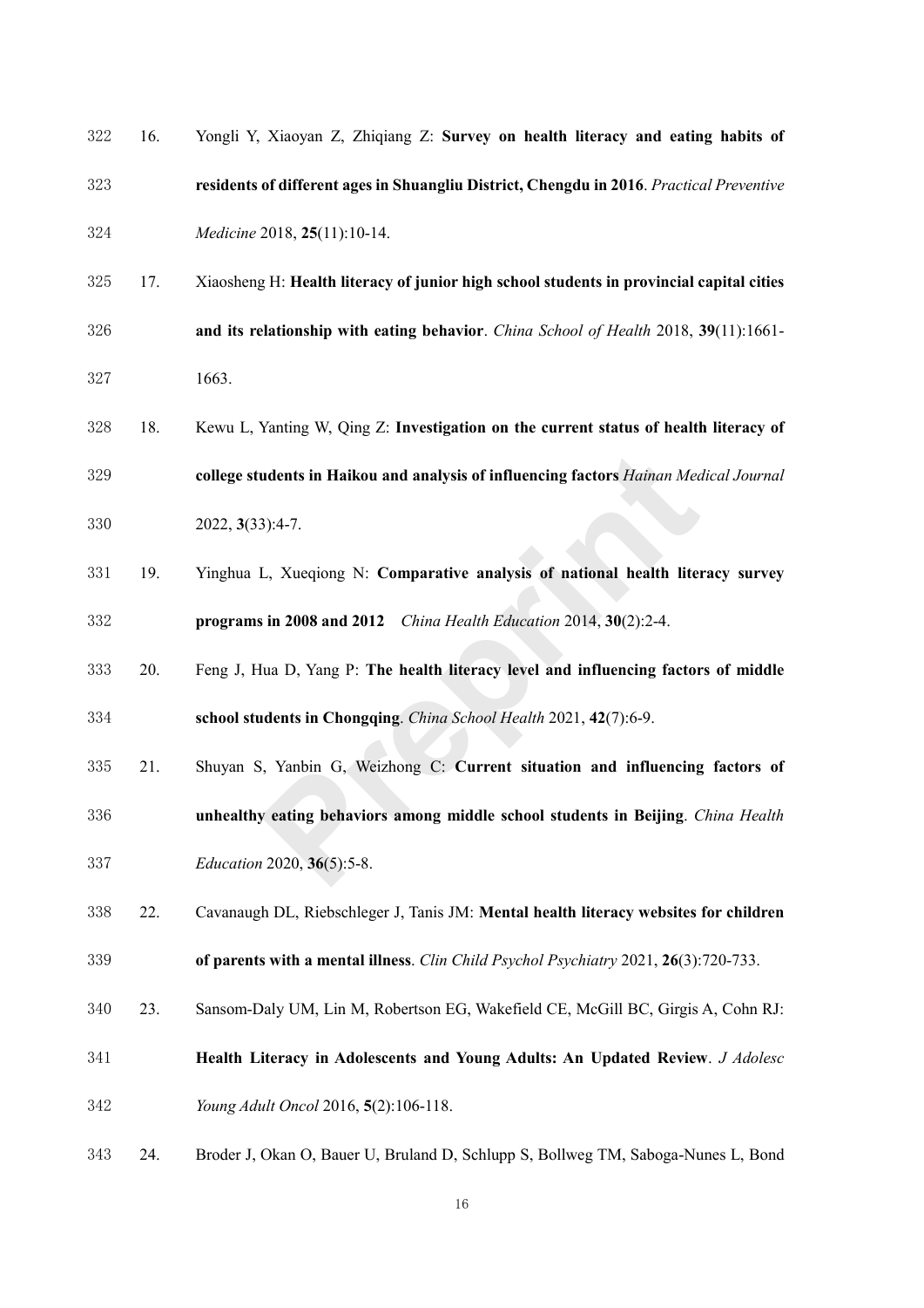16. Yongli Y, Xiaoyan Z, Zhiqiang Z: **Survey on health literacy and eating habits of residents of different ages in Shuangliu District, Chengdu in 2016**. *Practical Preventive Medicine* 2018, **25**(11):10-14.
17. Xiaosheng H: **Health literacy of junior high school students in provincial capital cities and its relationship with eating behavior**. *China School of Health* 2018, **39**(11):1661-1663.
18. Kewu L, Yanting W, Qing Z: **Investigation on the current status of health literacy of college students in Haikou and analysis of influencing factors** *Hainan Medical Journal* 2022, **3**(33):4-7.
19. Yinghua L, Xueqiong N: **Comparative analysis of national health literacy survey programs in 2008 and 2012** *China Health Education* 2014, **30**(2):2-4.
20. Feng J, Hua D, Yang P: **The health literacy level and influencing factors of middle school students in Chongqing**. *China School Health* 2021, **42**(7):6-9.
21. Shuyan S, Yanbin G, Weizhong C: **Current situation and influencing factors of unhealthy eating behaviors among middle school students in Beijing**. *China Health Education* 2020, **36**(5):5-8.
22. Cavanaugh DL, Riebschleger J, Tanis JM: **Mental health literacy websites for children of parents with a mental illness**. *Clin Child Psychol Psychiatry* 2021, **26**(3):720-733.
23. Sansom-Daly UM, Lin M, Robertson EG, Wakefield CE, McGill BC, Girgis A, Cohn RJ: **Health Literacy in Adolescents and Young Adults: An Updated Review**. *J Adolesc Young Adult Oncol* 2016, **5**(2):106-118.
24. Broder J, Okan O, Bauer U, Bruland D, Schlupp S, Bollweg TM, Saboga-Nunes L, Bond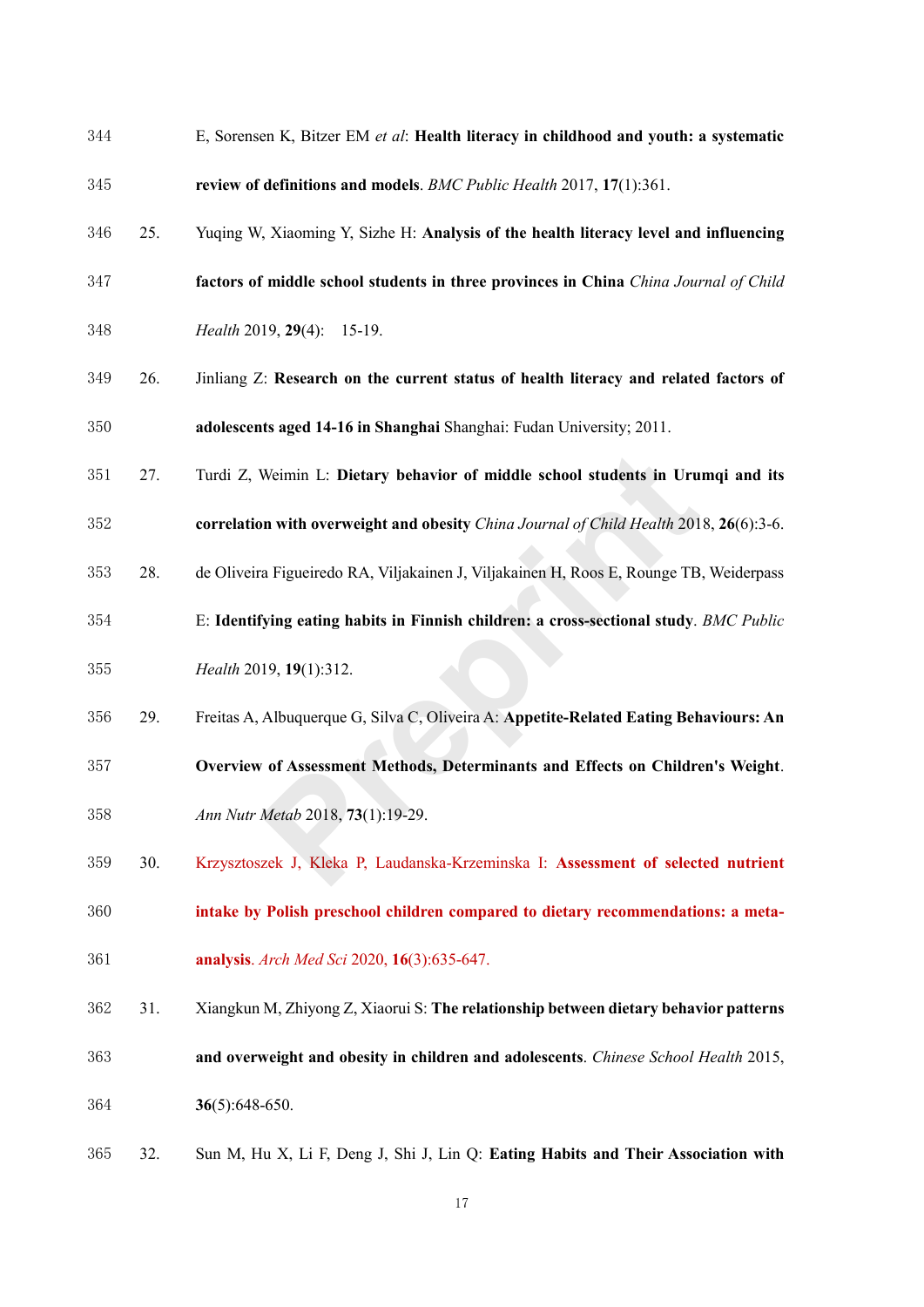E, Sorensen K, Bitzer EM *et al*: **Health literacy in childhood and youth: a systematic review of definitions and models**. *BMC Public Health* 2017, **17**(1):361.

25. Yuqing W, Xiaoming Y, Sizhe H: **Analysis of the health literacy level and influencing factors of middle school students in three provinces in China** *China Journal of Child Health* 2019, **29**(4): 15-19.

26. Jinliang Z: **Research on the current status of health literacy and related factors of adolescents aged 14-16 in Shanghai** Shanghai: Fudan University; 2011.

27. Turdi Z, Weimin L: **Dietary behavior of middle school students in Urumqi and its correlation with overweight and obesity** *China Journal of Child Health* 2018, **26**(6):3-6.

28. de Oliveira Figueiredo RA, Viljakainen J, Viljakainen H, Roos E, Rounge TB, Weiderpass E: **Identifying eating habits in Finnish children: a cross-sectional study**. *BMC Public Health* 2019, **19**(1):312.

29. Freitas A, Albuquerque G, Silva C, Oliveira A: **Appetite-Related Eating Behaviours: An Overview of Assessment Methods, Determinants and Effects on Children's Weight**. *Ann Nutr Metab* 2018, **73**(1):19-29.

30. Krzysztoszek J, Kleka P, Laudanska-Krzeminska I: **Assessment of selected nutrient intake by Polish preschool children compared to dietary recommendations: a meta-analysis**. *Arch Med Sci* 2020, **16**(3):635-647.

31. Xiangkun M, Zhiyong Z, Xiaorui S: **The relationship between dietary behavior patterns and overweight and obesity in children and adolescents**. *Chinese School Health* 2015, **36**(5):648-650.

32. Sun M, Hu X, Li F, Deng J, Shi J, Lin Q: **Eating Habits and Their Association with**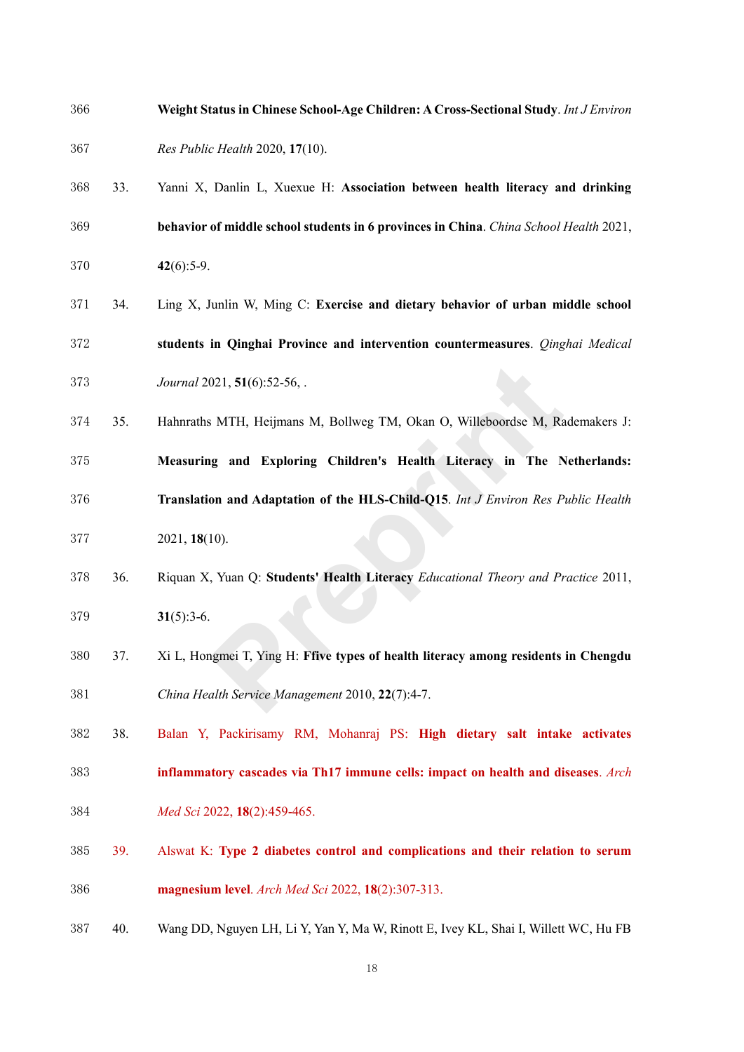**Weight Status in Chinese School-Age Children: A Cross-Sectional Study**. *Int J Environ Res Public Health* 2020, **17**(10).

33. Yanni X, Danlin L, Xuexue H: **Association between health literacy and drinking behavior of middle school students in 6 provinces in China**. *China School Health* 2021, **42**(6):5-9.

34. Ling X, Junlin W, Ming C: **Exercise and dietary behavior of urban middle school students in Qinghai Province and intervention countermeasures**. *Qinghai Medical Journal* 2021, **51**(6):52-56, .

35. Hahnraths MTH, Heijmans M, Bollweg TM, Okan O, Willeboordse M, Rademakers J: **Measuring and Exploring Children's Health Literacy in The Netherlands: Translation and Adaptation of the HLS-Child-Q15**. *Int J Environ Res Public Health* 2021, **18**(10).

36. Riquan X, Yuan Q: **Students' Health Literacy** *Educational Theory and Practice* 2011, **31**(5):3-6.

37. Xi L, Hongmei T, Ying H: **Ffive types of health literacy among residents in Chengdu** *China Health Service Management* 2010, **22**(7):4-7.

38. Balan Y, Packirisamy RM, Mohanraj PS: **High dietary salt intake activates inflammatory cascades via Th17 immune cells: impact on health and diseases**. *Arch Med Sci* 2022, **18**(2):459-465.

39. Alswat K: **Type 2 diabetes control and complications and their relation to serum magnesium level**. *Arch Med Sci* 2022, **18**(2):307-313.

40. Wang DD, Nguyen LH, Li Y, Yan Y, Ma W, Rinott E, Ivey KL, Shai I, Willett WC, Hu FB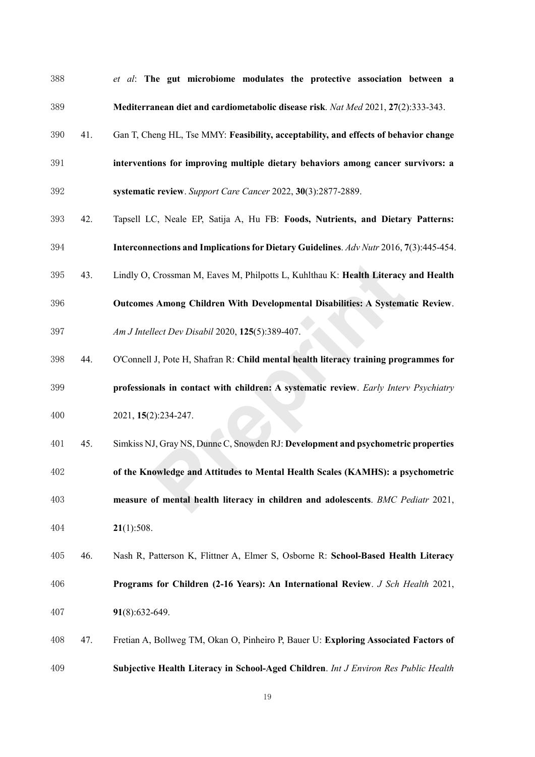*et al*: **The gut microbiome modulates the protective association between a Mediterranean diet and cardiometabolic disease risk**. *Nat Med* 2021, **27**(2):333-343.

41. Gan T, Cheng HL, Tse MMY: **Feasibility, acceptability, and effects of behavior change interventions for improving multiple dietary behaviors among cancer survivors: a systematic review**. *Support Care Cancer* 2022, **30**(3):2877-2889.

42. Tapsell LC, Neale EP, Satija A, Hu FB: **Foods, Nutrients, and Dietary Patterns: Interconnections and Implications for Dietary Guidelines**. *Adv Nutr* 2016, **7**(3):445-454.

43. Lindly O, Crossman M, Eaves M, Philpotts L, Kuhlthau K: **Health Literacy and Health Outcomes Among Children With Developmental Disabilities: A Systematic Review**. *Am J Intellect Dev Disabil* 2020, **125**(5):389-407.

44. O'Connell J, Pote H, Shafran R: **Child mental health literacy training programmes for professionals in contact with children: A systematic review**. *Early Interv Psychiatry* 2021, **15**(2):234-247.

45. Simkiss NJ, Gray NS, Dunne C, Snowden RJ: **Development and psychometric properties of the Knowledge and Attitudes to Mental Health Scales (KAMHS): a psychometric measure of mental health literacy in children and adolescents**. *BMC Pediatr* 2021, **21**(1):508.

46. Nash R, Patterson K, Flittner A, Elmer S, Osborne R: **School-Based Health Literacy Programs for Children (2-16 Years): An International Review**. *J Sch Health* 2021, **91**(8):632-649.

47. Fretian A, Bollweg TM, Okan O, Pinheiro P, Bauer U: **Exploring Associated Factors of Subjective Health Literacy in School-Aged Children**. *Int J Environ Res Public Health*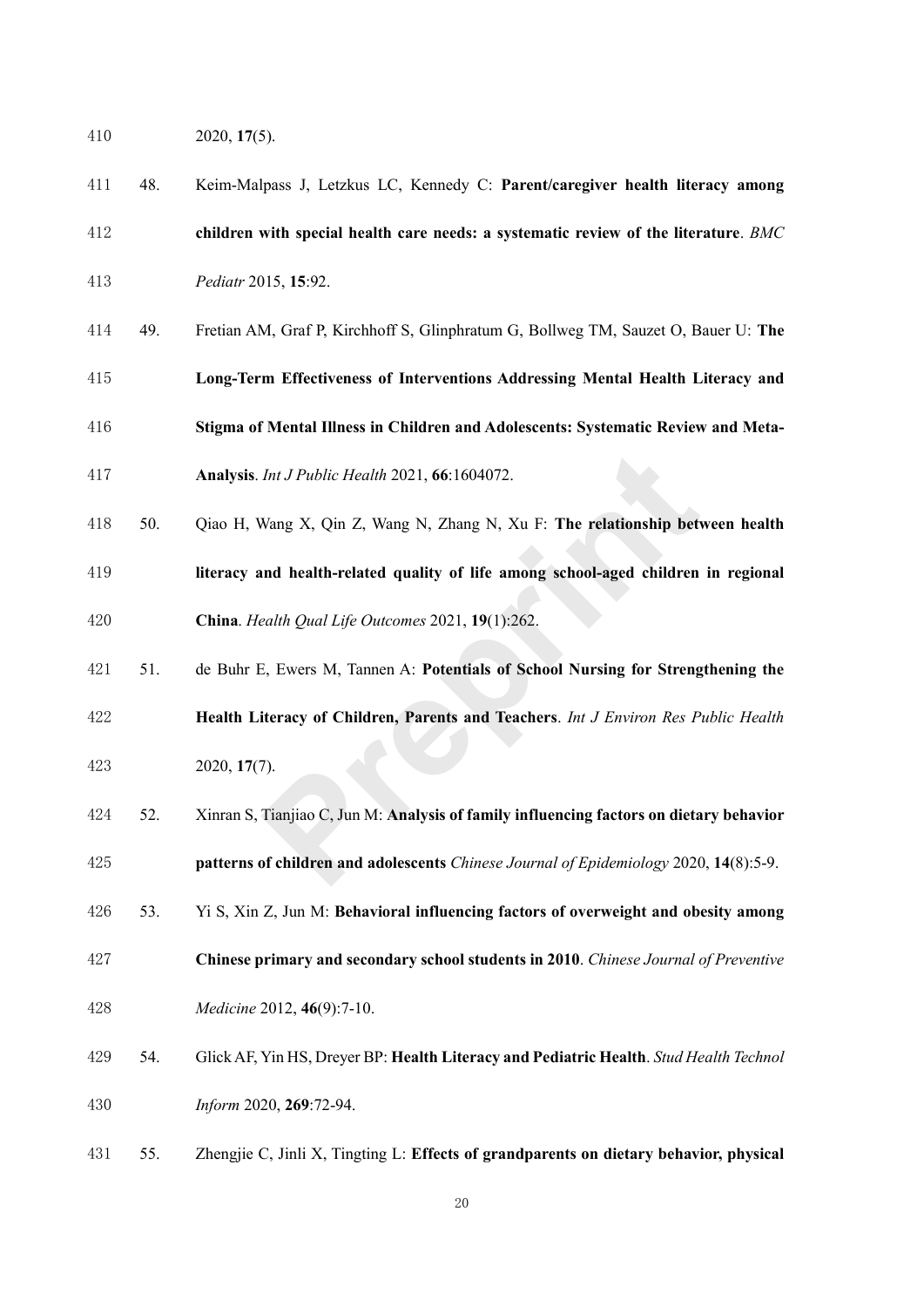2020, **17**(5).

48. Keim-Malpass J, Letzkus LC, Kennedy C: **Parent/caregiver health literacy among children with special health care needs: a systematic review of the literature**. *BMC Pediatr* 2015, **15**:92.

49. Fretian AM, Graf P, Kirchhoff S, Glinphratum G, Bollweg TM, Sauzet O, Bauer U: **The Long-Term Effectiveness of Interventions Addressing Mental Health Literacy and Stigma of Mental Illness in Children and Adolescents: Systematic Review and Meta-Analysis**. *Int J Public Health* 2021, **66**:1604072.

50. Qiao H, Wang X, Qin Z, Wang N, Zhang N, Xu F: **The relationship between health literacy and health-related quality of life among school-aged children in regional China**. *Health Qual Life Outcomes* 2021, **19**(1):262.

51. de Buhr E, Ewers M, Tannen A: **Potentials of School Nursing for Strengthening the Health Literacy of Children, Parents and Teachers**. *Int J Environ Res Public Health* 2020, **17**(7).

52. Xinran S, Tianjiao C, Jun M: **Analysis of family influencing factors on dietary behavior patterns of children and adolescents** *Chinese Journal of Epidemiology* 2020, **14**(8):5-9.

53. Yi S, Xin Z, Jun M: **Behavioral influencing factors of overweight and obesity among Chinese primary and secondary school students in 2010**. *Chinese Journal of Preventive Medicine* 2012, **46**(9):7-10.

54. Glick AF, Yin HS, Dreyer BP: **Health Literacy and Pediatric Health**. *Stud Health Technol Inform* 2020, **269**:72-94.

55. Zhengjie C, Jinli X, Tingting L: **Effects of grandparents on dietary behavior, physical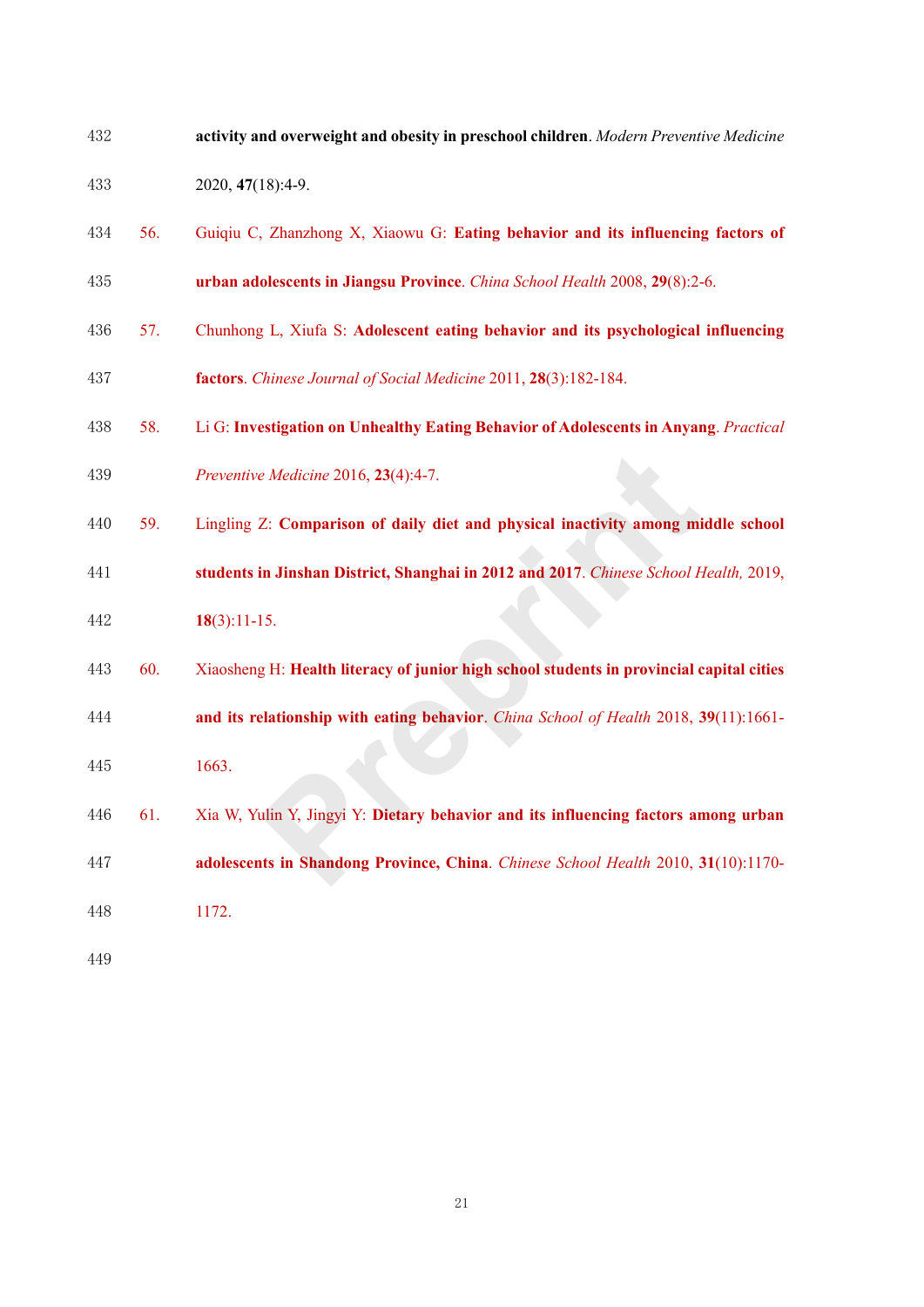activity and overweight and obesity in preschool children**. *Modern Preventive Medicine* 2020, **47**(18):4-9.

56. Guiqiu C, Zhanzhong X, Xiaowu G: **Eating behavior and its influencing factors of urban adolescents in Jiangsu Province**. *China School Health* 2008, **29**(8):2-6.
57. Chunhong L, Xiufa S: **Adolescent eating behavior and its psychological influencing factors**. *Chinese Journal of Social Medicine* 2011, **28**(3):182-184.
58. Li G: **Investigation on Unhealthy Eating Behavior of Adolescents in Anyang**. *Practical Preventive Medicine* 2016, **23**(4):4-7.
59. Lingling Z: **Comparison of daily diet and physical inactivity among middle school students in Jinshan District, Shanghai in 2012 and 2017**. *Chinese School Health,* 2019, **18**(3):11-15.
60. Xiaosheng H: **Health literacy of junior high school students in provincial capital cities and its relationship with eating behavior**. *China School of Health* 2018, **39**(11):1661-1663.
61. Xia W, Yulin Y, Jingyi Y: **Dietary behavior and its influencing factors among urban adolescents in Shandong Province, China**. *Chinese School Health* 2010, **31**(10):1170-1172.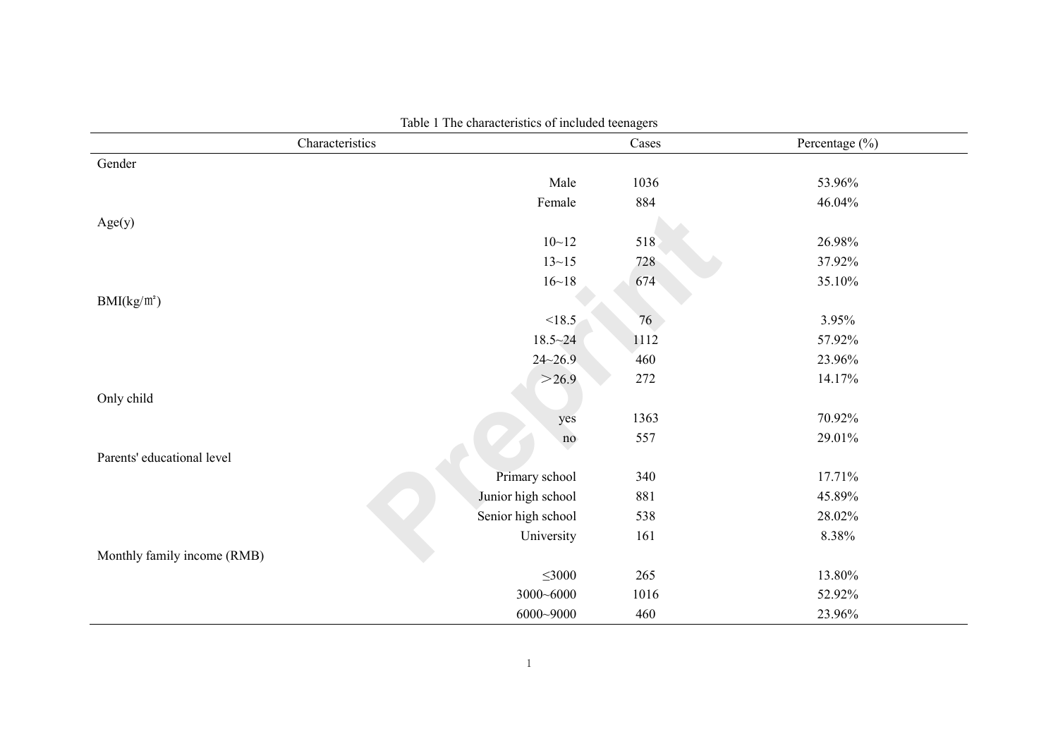Table 1 The characteristics of included teenagers

| Characteristics | | Cases | Percentage (%) |
|---|---|---|---|
| Gender | | | |
| | Male | 1036 | 53.96% |
| | Female | 884 | 46.04% |
| Age(y) | | | |
| | 10~12 | 518 | 26.98% |
| | 13~15 | 728 | 37.92% |
| | 16~18 | 674 | 35.10% |
| BMI(kg/㎡) | | | |
| | <18.5 | 76 | 3.95% |
| | 18.5~24 | 1112 | 57.92% |
| | 24~26.9 | 460 | 23.96% |
| | ＞26.9 | 272 | 14.17% |
| Only child | | | |
| | yes | 1363 | 70.92% |
| | no | 557 | 29.01% |
| Parents' educational level | | | |
| | Primary school | 340 | 17.71% |
| | Junior high school | 881 | 45.89% |
| | Senior high school | 538 | 28.02% |
| | University | 161 | 8.38% |
| Monthly family income (RMB) | | | |
| | ≤3000 | 265 | 13.80% |
| | 3000~6000 | 1016 | 52.92% |
| | 6000~9000 | 460 | 23.96% |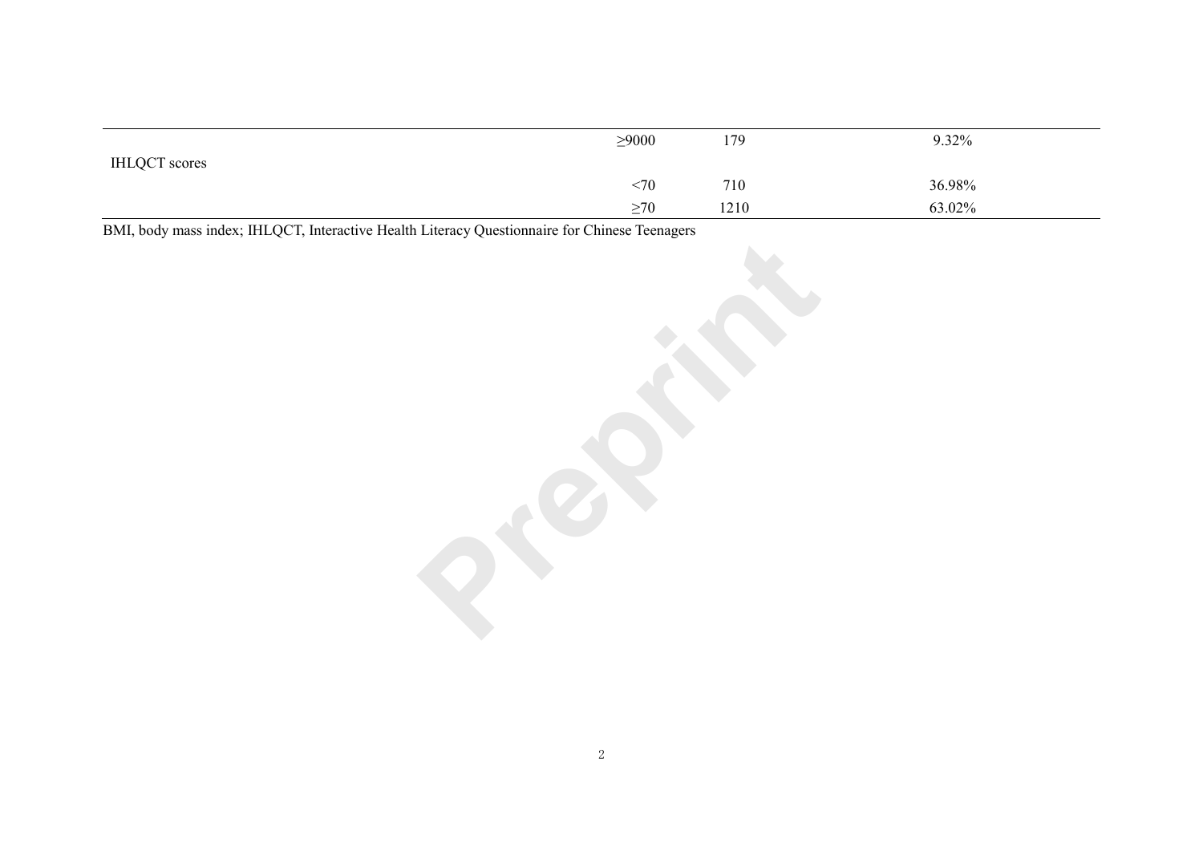| | | | |
|---|---|---|---|
| | ≥9000 | 179 | 9.32% |
| IHLQCT scores | | | |
| | <70 | 710 | 36.98% |
| | ≥70 | 1210 | 63.02% |

BMI, body mass index; IHLQCT, Interactive Health Literacy Questionnaire for Chinese Teenagers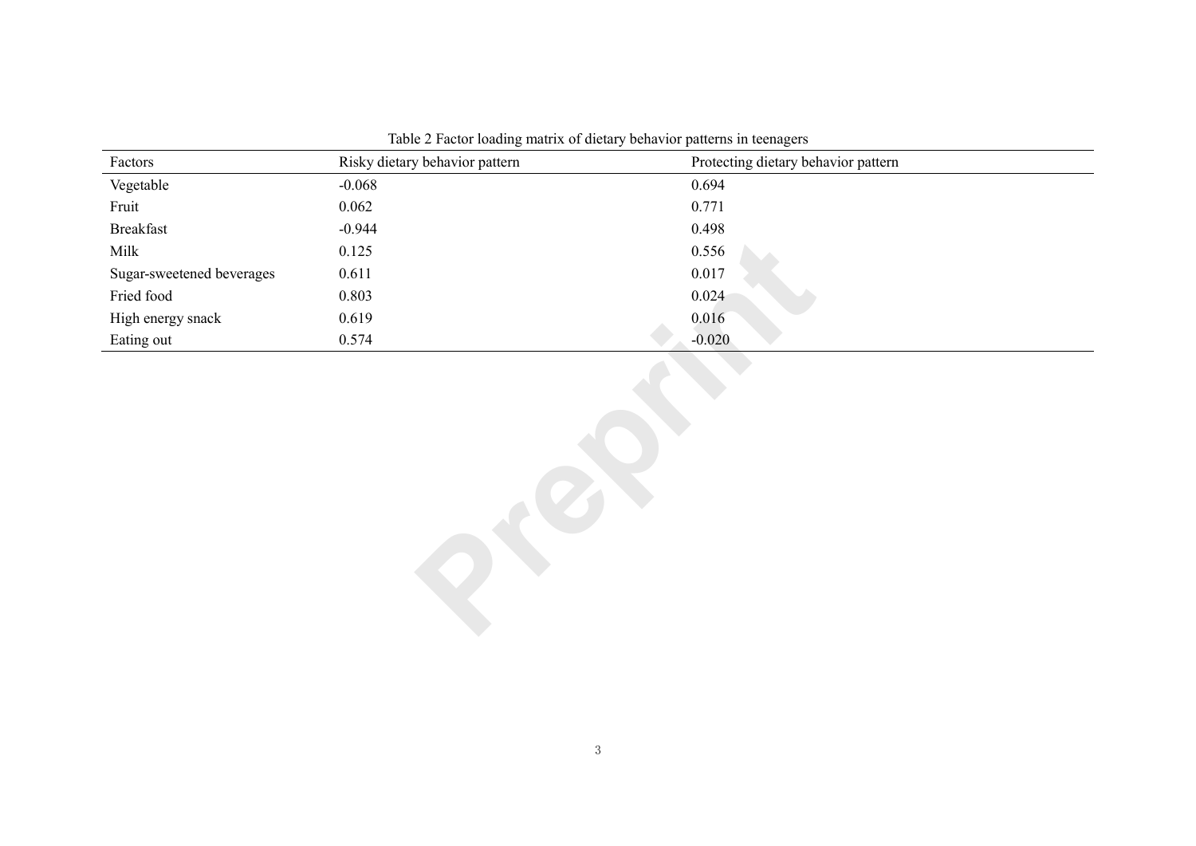Table 2 Factor loading matrix of dietary behavior patterns in teenagers

| Factors | Risky dietary behavior pattern | Protecting dietary behavior pattern |
|---|---|---|
| Vegetable | -0.068 | 0.694 |
| Fruit | 0.062 | 0.771 |
| Breakfast | -0.944 | 0.498 |
| Milk | 0.125 | 0.556 |
| Sugar-sweetened beverages | 0.611 | 0.017 |
| Fried food | 0.803 | 0.024 |
| High energy snack | 0.619 | 0.016 |
| Eating out | 0.574 | -0.020 |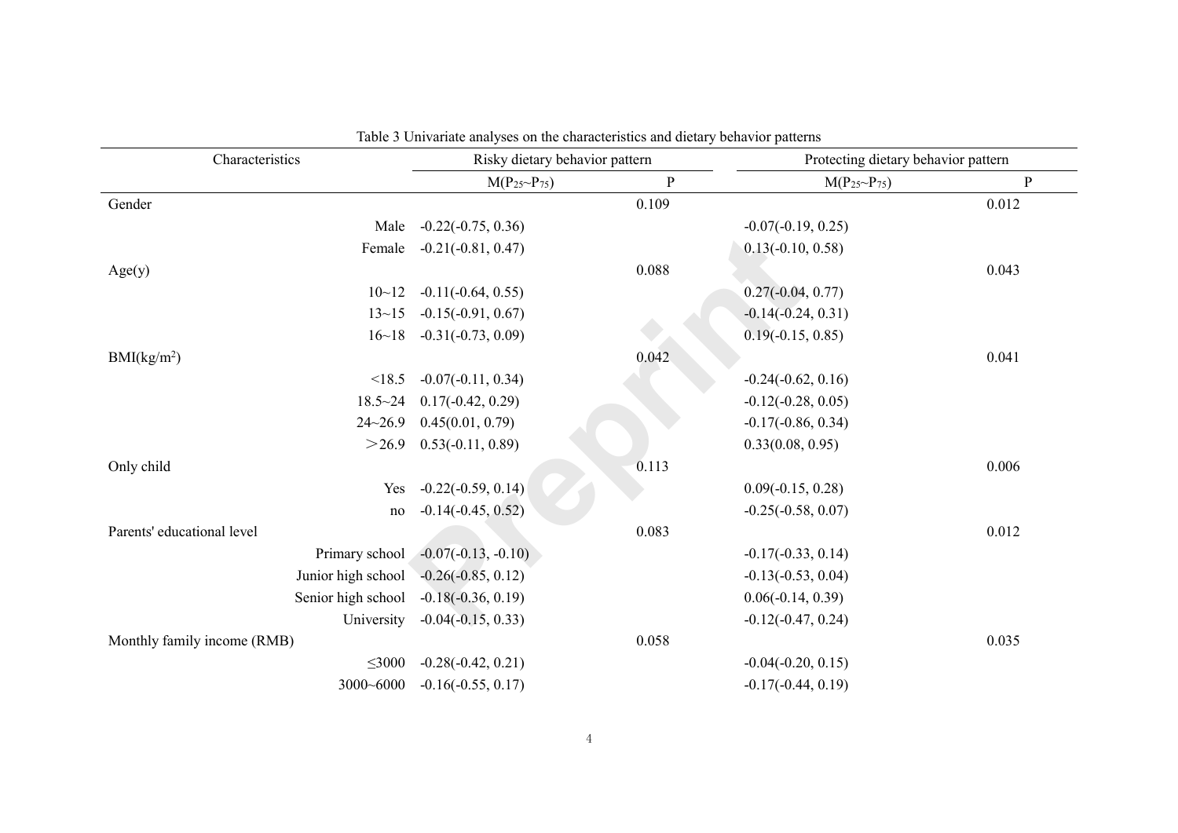Table 3 Univariate analyses on the characteristics and dietary behavior patterns

| Characteristics | | Risky dietary behavior pattern | | Protecting dietary behavior pattern | |
|---|---|---|---|---|---|
| | | $M(P_{25}\sim P_{75})$ | P | $M(P_{25}\sim P_{75})$ | P |
| Gender | | | 0.109 | | 0.012 |
| | Male | -0.22(-0.75, 0.36) | | -0.07(-0.19, 0.25) | |
| | Female | -0.21(-0.81, 0.47) | | 0.13(-0.10, 0.58) | |
| Age(y) | | | 0.088 | | 0.043 |
| | 10~12 | -0.11(-0.64, 0.55) | | 0.27(-0.04, 0.77) | |
| | 13~15 | -0.15(-0.91, 0.67) | | -0.14(-0.24, 0.31) | |
| | 16~18 | -0.31(-0.73, 0.09) | | 0.19(-0.15, 0.85) | |
| BMI($kg/m^2$) | | | 0.042 | | 0.041 |
| | <18.5 | -0.07(-0.11, 0.34) | | -0.24(-0.62, 0.16) | |
| | 18.5~24 | 0.17(-0.42, 0.29) | | -0.12(-0.28, 0.05) | |
| | 24~26.9 | 0.45(0.01, 0.79) | | -0.17(-0.86, 0.34) | |
| | ＞26.9 | 0.53(-0.11, 0.89) | | 0.33(0.08, 0.95) | |
| Only child | | | 0.113 | | 0.006 |
| | Yes | -0.22(-0.59, 0.14) | | 0.09(-0.15, 0.28) | |
| | no | -0.14(-0.45, 0.52) | | -0.25(-0.58, 0.07) | |
| Parents' educational level | | | 0.083 | | 0.012 |
| | Primary school | -0.07(-0.13, -0.10) | | -0.17(-0.33, 0.14) | |
| | Junior high school | -0.26(-0.85, 0.12) | | -0.13(-0.53, 0.04) | |
| | Senior high school | -0.18(-0.36, 0.19) | | 0.06(-0.14, 0.39) | |
| | University | -0.04(-0.15, 0.33) | | -0.12(-0.47, 0.24) | |
| Monthly family income (RMB) | | | 0.058 | | 0.035 |
| | ≤3000 | -0.28(-0.42, 0.21) | | -0.04(-0.20, 0.15) | |
| | 3000~6000 | -0.16(-0.55, 0.17) | | -0.17(-0.44, 0.19) | |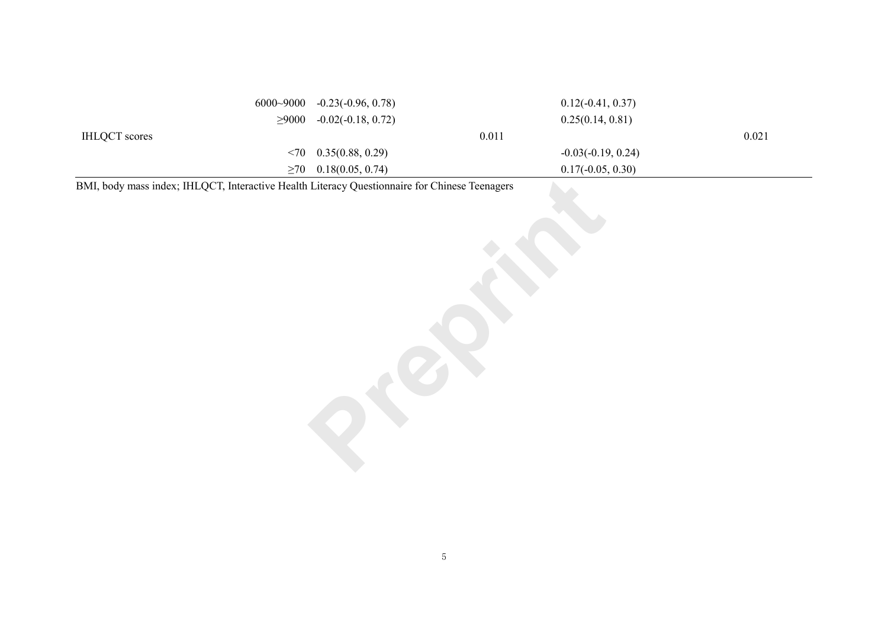| | | | | | |
|---|---|---|---|---|---|
| | 6000~9000 | -0.23(-0.96, 0.78) | | 0.12(-0.41, 0.37) | |
| | ≥9000 | -0.02(-0.18, 0.72) | | 0.25(0.14, 0.81) | |
| IHLQCT scores | | | 0.011 | | 0.021 |
| | <70 | 0.35(0.88, 0.29) | | -0.03(-0.19, 0.24) | |
| | ≥70 | 0.18(0.05, 0.74) | | 0.17(-0.05, 0.30) | |

BMI, body mass index; IHLQCT, Interactive Health Literacy Questionnaire for Chinese Teenagers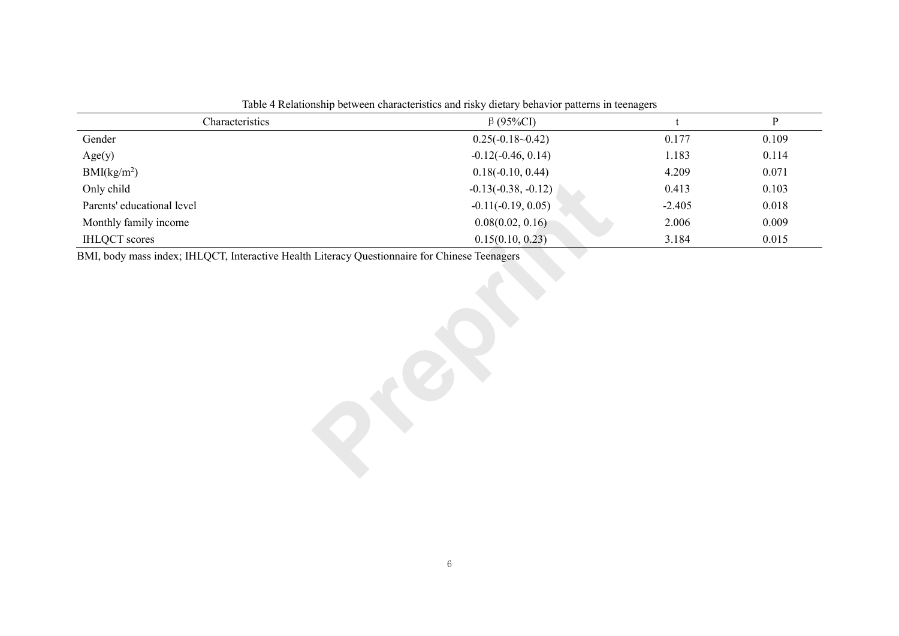Table 4 Relationship between characteristics and risky dietary behavior patterns in teenagers

| Characteristics | β (95%CI) | t | P |
|---|---|---|---|
| Gender | 0.25(-0.18~0.42) | 0.177 | 0.109 |
| Age(y) | -0.12(-0.46, 0.14) | 1.183 | 0.114 |
| BMI(kg/m$^2$) | 0.18(-0.10, 0.44) | 4.209 | 0.071 |
| Only child | -0.13(-0.38, -0.12) | 0.413 | 0.103 |
| Parents' educational level | -0.11(-0.19, 0.05) | -2.405 | 0.018 |
| Monthly family income | 0.08(0.02, 0.16) | 2.006 | 0.009 |
| IHLQCT scores | 0.15(0.10, 0.23) | 3.184 | 0.015 |

BMI, body mass index; IHLQCT, Interactive Health Literacy Questionnaire for Chinese Teenagers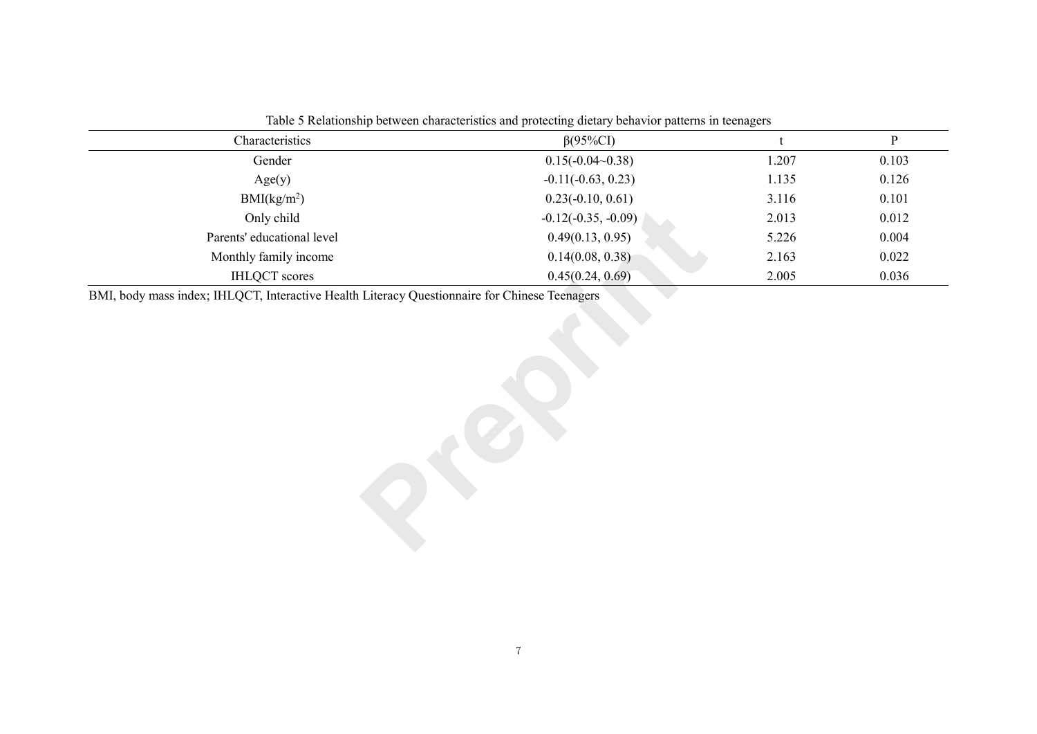Table 5 Relationship between characteristics and protecting dietary behavior patterns in teenagers

| Characteristics | β(95%CI) | t | P |
| --- | --- | --- | --- |
| Gender | 0.15(-0.04~0.38) | 1.207 | 0.103 |
| Age(y) | -0.11(-0.63, 0.23) | 1.135 | 0.126 |
| BMI(kg/m$^2$) | 0.23(-0.10, 0.61) | 3.116 | 0.101 |
| Only child | -0.12(-0.35, -0.09) | 2.013 | 0.012 |
| Parents' educational level | 0.49(0.13, 0.95) | 5.226 | 0.004 |
| Monthly family income | 0.14(0.08, 0.38) | 2.163 | 0.022 |
| IHLQCT scores | 0.45(0.24, 0.69) | 2.005 | 0.036 |

BMI, body mass index; IHLQCT, Interactive Health Literacy Questionnaire for Chinese Teenagers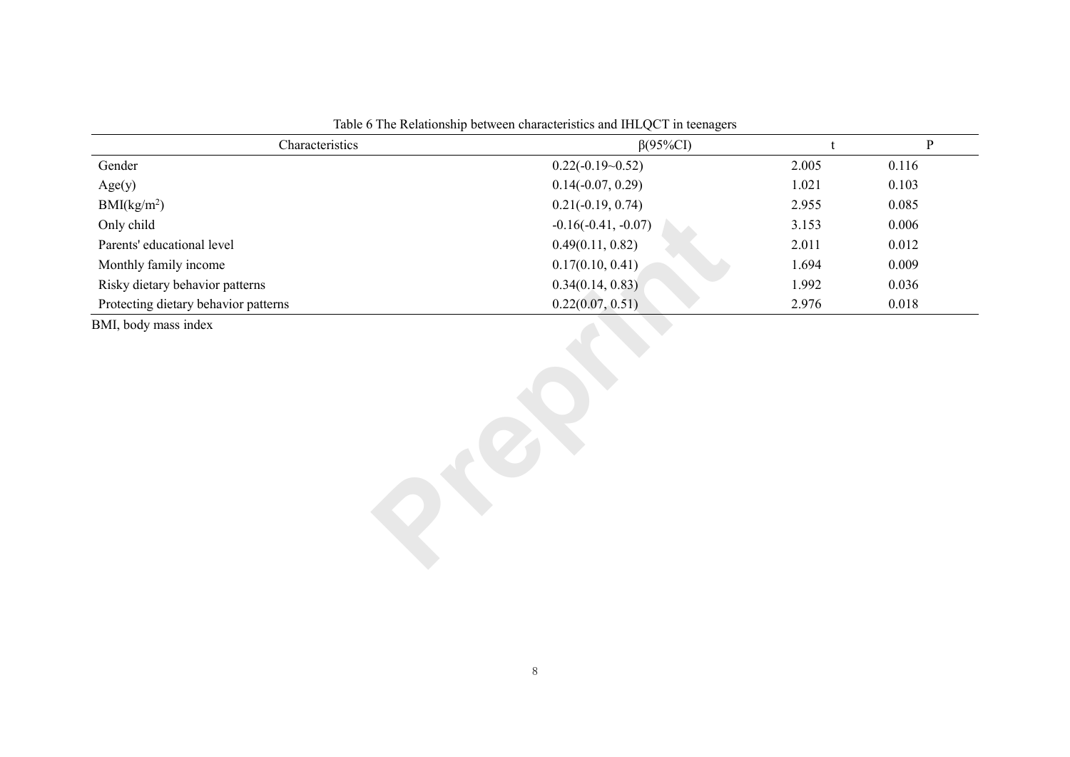Table 6 The Relationship between characteristics and IHLQCT in teenagers

| Characteristics | β(95%CI) | t | P |
|---|---|---|---|
| Gender | 0.22(-0.19~0.52) | 2.005 | 0.116 |
| Age(y) | 0.14(-0.07, 0.29) | 1.021 | 0.103 |
| BMI(kg/m$^2$) | 0.21(-0.19, 0.74) | 2.955 | 0.085 |
| Only child | -0.16(-0.41, -0.07) | 3.153 | 0.006 |
| Parents' educational level | 0.49(0.11, 0.82) | 2.011 | 0.012 |
| Monthly family income | 0.17(0.10, 0.41) | 1.694 | 0.009 |
| Risky dietary behavior patterns | 0.34(0.14, 0.83) | 1.992 | 0.036 |
| Protecting dietary behavior patterns | 0.22(0.07, 0.51) | 2.976 | 0.018 |

BMI, body mass index